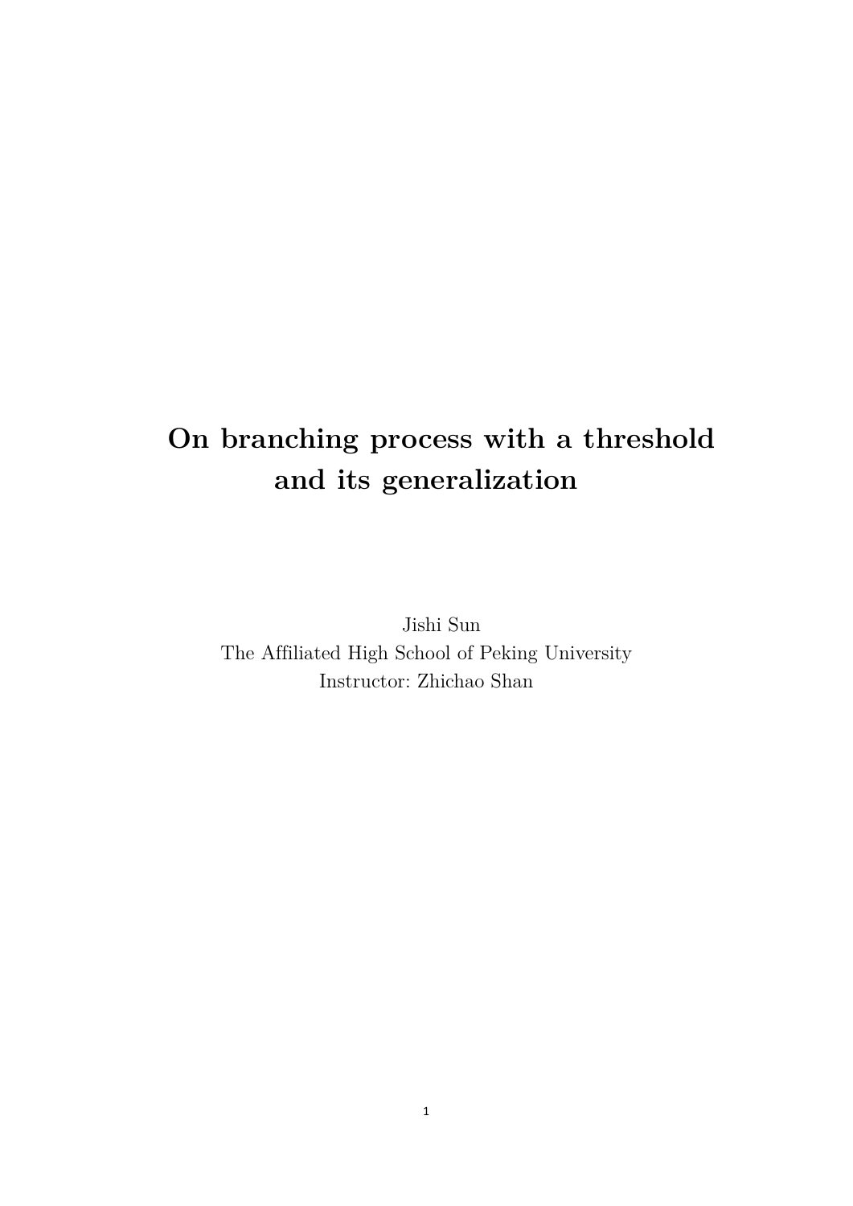# On branching process with a threshold and its generalization

Jishi Sun

The Affiliated High School of Peking University

Instructor: Zhichao Shan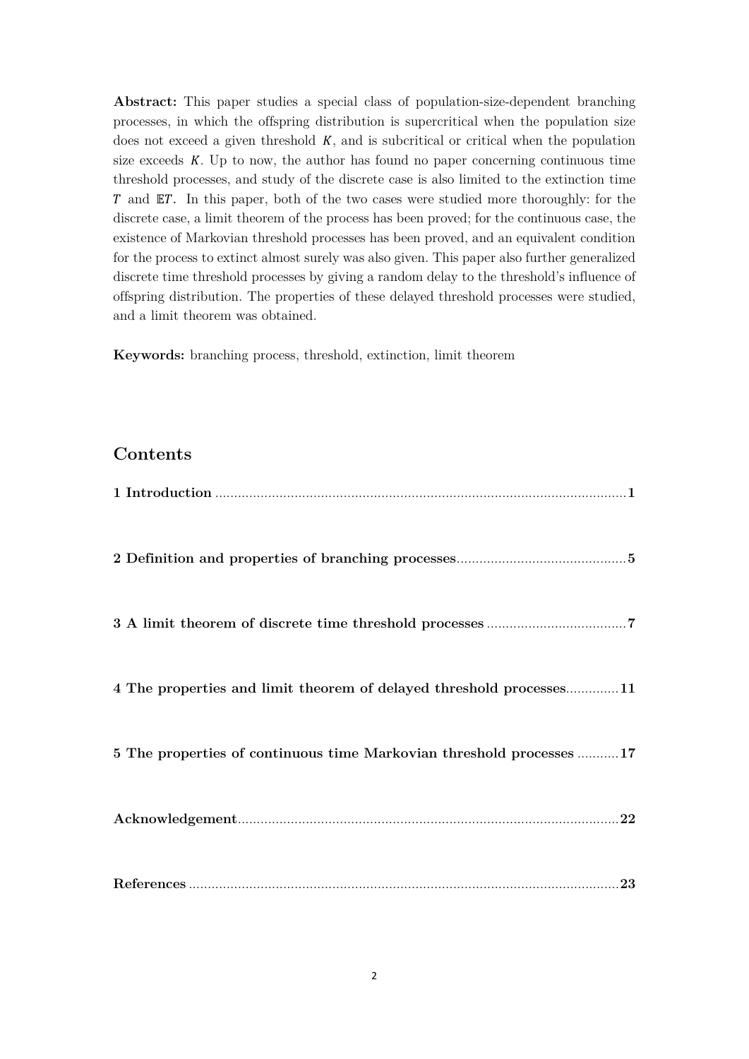**Abstract:** This paper studies a special class of population-size-dependent branching processes, in which the offspring distribution is supercritical when the population size does not exceed a given threshold $K$, and is subcritical or critical when the population size exceeds $K$. Up to now, the author has found no paper concerning continuous time threshold processes, and study of the discrete case is also limited to the extinction time $T$ and $\mathbb{E}T$. In this paper, both of the two cases were studied more thoroughly: for the discrete case, a limit theorem of the process has been proved; for the continuous case, the existence of Markovian threshold processes has been proved, and an equivalent condition for the process to extinct almost surely was also given. This paper also further generalized discrete time threshold processes by giving a random delay to the threshold's influence of offspring distribution. The properties of these delayed threshold processes were studied, and a limit theorem was obtained.

**Keywords:** branching process, threshold, extinction, limit theorem

## Contents

**1 Introduction** .......... **1**

**2 Definition and properties of branching processes** .......... **5**

**3 A limit theorem of discrete time threshold processes** .......... **7**

**4 The properties and limit theorem of delayed threshold processes** .......... **11**

**5 The properties of continuous time Markovian threshold processes** .......... **17**

**Acknowledgement** .......... **22**

**References** .......... **23**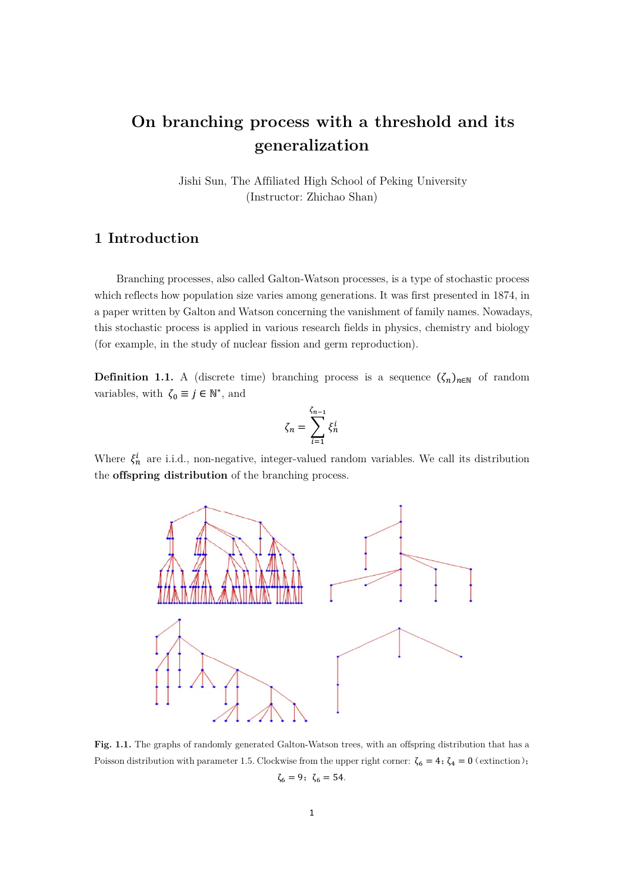# On branching process with a threshold and its generalization

Jishi Sun, The Affiliated High School of Peking University
(Instructor: Zhichao Shan)

## 1 Introduction

Branching processes, also called Galton-Watson processes, is a type of stochastic process which reflects how population size varies among generations. It was first presented in 1874, in a paper written by Galton and Watson concerning the vanishment of family names. Nowadays, this stochastic process is applied in various research fields in physics, chemistry and biology (for example, in the study of nuclear fission and germ reproduction).

**Definition 1.1.** A (discrete time) branching process is a sequence $(\zeta_n)_{n\in\mathbb{N}}$ of random variables, with $\zeta_0 \equiv j \in \mathbb{N}^*$, and

$$\zeta_n = \sum_{i=1}^{\zeta_{n-1}} \xi_n^i$$

Where $\xi_n^i$ are i.i.d., non-negative, integer-valued random variables. We call its distribution the **offspring distribution** of the branching process.

**Fig. 1.1.** The graphs of randomly generated Galton-Watson trees, with an offspring distribution that has a Poisson distribution with parameter 1.5. Clockwise from the upper right corner: $\zeta_6 = 4$; $\zeta_4 = 0$ (extinction); $\zeta_6 = 9$; $\zeta_6 = 54$.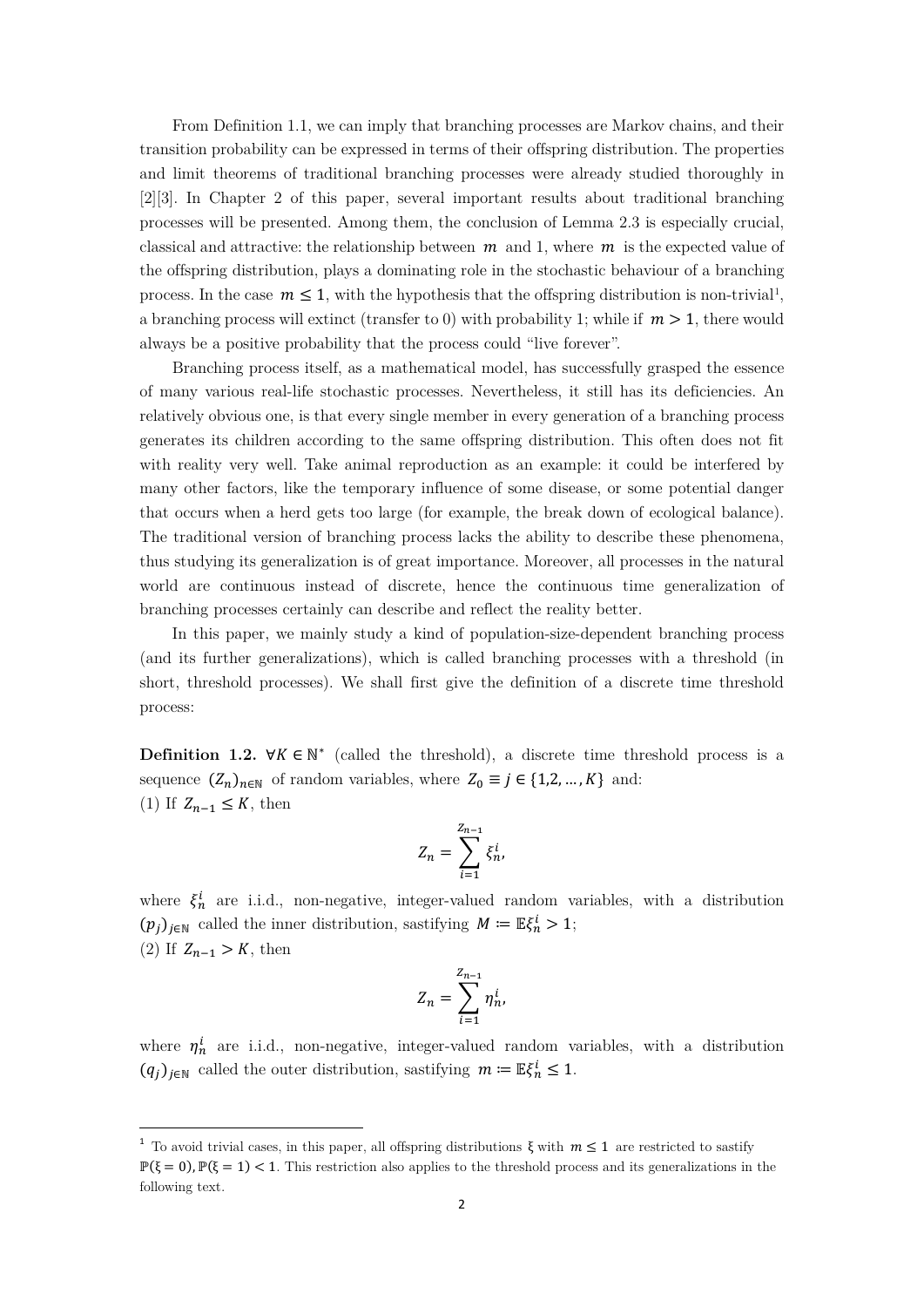From Definition 1.1, we can imply that branching processes are Markov chains, and their transition probability can be expressed in terms of their offspring distribution. The properties and limit theorems of traditional branching processes were already studied thoroughly in [2][3]. In Chapter 2 of this paper, several important results about traditional branching processes will be presented. Among them, the conclusion of Lemma 2.3 is especially crucial, classical and attractive: the relationship between $m$ and 1, where $m$ is the expected value of the offspring distribution, plays a dominating role in the stochastic behaviour of a branching process. In the case $m \leq 1$, with the hypothesis that the offspring distribution is non-trivial[1], a branching process will extinct (transfer to 0) with probability 1; while if $m > 1$, there would always be a positive probability that the process could "live forever".

Branching process itself, as a mathematical model, has successfully grasped the essence of many various real-life stochastic processes. Nevertheless, it still has its deficiencies. An relatively obvious one, is that every single member in every generation of a branching process generates its children according to the same offspring distribution. This often does not fit with reality very well. Take animal reproduction as an example: it could be interfered by many other factors, like the temporary influence of some disease, or some potential danger that occurs when a herd gets too large (for example, the break down of ecological balance). The traditional version of branching process lacks the ability to describe these phenomena, thus studying its generalization is of great importance. Moreover, all processes in the natural world are continuous instead of discrete, hence the continuous time generalization of branching processes certainly can describe and reflect the reality better.

In this paper, we mainly study a kind of population-size-dependent branching process (and its further generalizations), which is called branching processes with a threshold (in short, threshold processes). We shall first give the definition of a discrete time threshold process:

**Definition 1.2.** $\forall K \in \mathbb{N}^*$ (called the threshold), a discrete time threshold process is a sequence $(Z_n)_{n\in\mathbb{N}}$ of random variables, where $Z_0 \equiv j \in \{1,2,\dots,K\}$ and:
(1) If $Z_{n-1} \leq K$, then

$$Z_n = \sum_{i=1}^{Z_{n-1}} \xi_n^i,$$

where $\xi_n^i$ are i.i.d., non-negative, integer-valued random variables, with a distribution $(p_j)_{j\in\mathbb{N}}$ called the inner distribution, sastifying $M := \mathbb{E}\xi_n^i > 1$;
(2) If $Z_{n-1} > K$, then

$$Z_n = \sum_{i=1}^{Z_{n-1}} \eta_n^i,$$

where $\eta_n^i$ are i.i.d., non-negative, integer-valued random variables, with a distribution $(q_j)_{j\in\mathbb{N}}$ called the outer distribution, sastifying $m := \mathbb{E}\xi_n^i \leq 1$.

---

[1] To avoid trivial cases, in this paper, all offspring distributions $\xi$ with $m \leq 1$ are restricted to sastify $\mathbb{P}(\xi = 0), \mathbb{P}(\xi = 1) < 1$. This restriction also applies to the threshold process and its generalizations in the following text.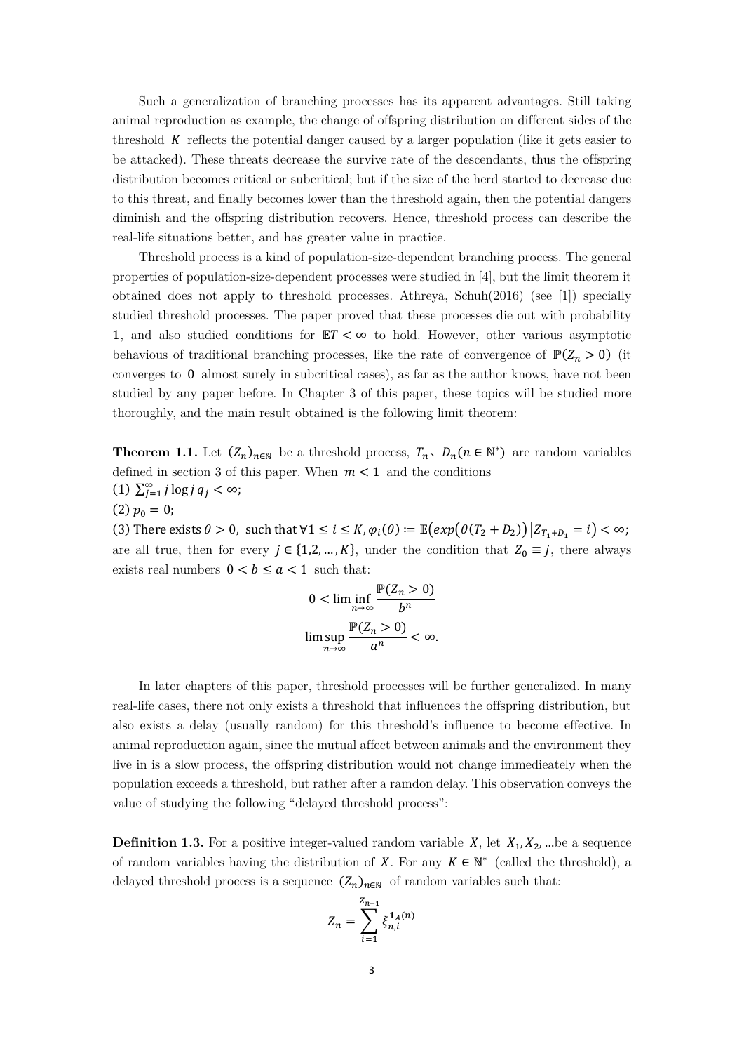Such a generalization of branching processes has its apparent advantages. Still taking animal reproduction as example, the change of offspring distribution on different sides of the threshold $K$ reflects the potential danger caused by a larger population (like it gets easier to be attacked). These threats decrease the survive rate of the descendants, thus the offspring distribution becomes critical or subcritical; but if the size of the herd started to decrease due to this threat, and finally becomes lower than the threshold again, then the potential dangers diminish and the offspring distribution recovers. Hence, threshold process can describe the real-life situations better, and has greater value in practice.

Threshold process is a kind of population-size-dependent branching process. The general properties of population-size-dependent processes were studied in [4], but the limit theorem it obtained does not apply to threshold processes. Athreya, Schuh(2016) (see [1]) specially studied threshold processes. The paper proved that these processes die out with probability $1$, and also studied conditions for $\mathbb{E}T < \infty$ to hold. However, other various asymptotic behavious of traditional branching processes, like the rate of convergence of $\mathbb{P}(Z_n > 0)$ (it converges to $0$ almost surely in subcritical cases), as far as the author knows, have not been studied by any paper before. In Chapter 3 of this paper, these topics will be studied more thoroughly, and the main result obtained is the following limit theorem:

**Theorem 1.1.** Let $(Z_n)_{n\in\mathbb{N}}$ be a threshold process, $T_n$、$D_n (n \in \mathbb{N}^*)$ are random variables defined in section 3 of this paper. When $m < 1$ and the conditions

(1) $\sum_{j=1}^{\infty} j \log j \, q_j < \infty$;

(2) $p_0 = 0$;

(3) There exists $\theta > 0$, such that $\forall 1 \le i \le K, \varphi_i(\theta) := \mathbb{E}\left(exp\left(\theta(T_2 + D_2)\right) \middle| Z_{T_1+D_1} = i\right) < \infty$;

are all true, then for every $j \in \{1,2,\dots,K\}$, under the condition that $Z_0 \equiv j$, there always exists real numbers $0 < b \le a < 1$ such that:

$$0 < \liminf_{n\to\infty} \frac{\mathbb{P}(Z_n > 0)}{b^n}$$

$$\limsup_{n\to\infty} \frac{\mathbb{P}(Z_n > 0)}{a^n} < \infty.$$

In later chapters of this paper, threshold processes will be further generalized. In many real-life cases, there not only exists a threshold that influences the offspring distribution, but also exists a delay (usually random) for this threshold's influence to become effective. In animal reproduction again, since the mutual affect between animals and the environment they live in is a slow process, the offspring distribution would not change immedieately when the population exceeds a threshold, but rather after a ramdon delay. This observation conveys the value of studying the following "delayed threshold process":

**Definition 1.3.** For a positive integer-valued random variable $X$, let $X_1, X_2, \dots$be a sequence of random variables having the distribution of $X$. For any $K \in \mathbb{N}^*$ (called the threshold), a delayed threshold process is a sequence $(Z_n)_{n\in\mathbb{N}}$ of random variables such that:

$$Z_n = \sum_{i=1}^{Z_{n-1}} \xi_{n,i}^{\mathbf{1}_A(n)}$$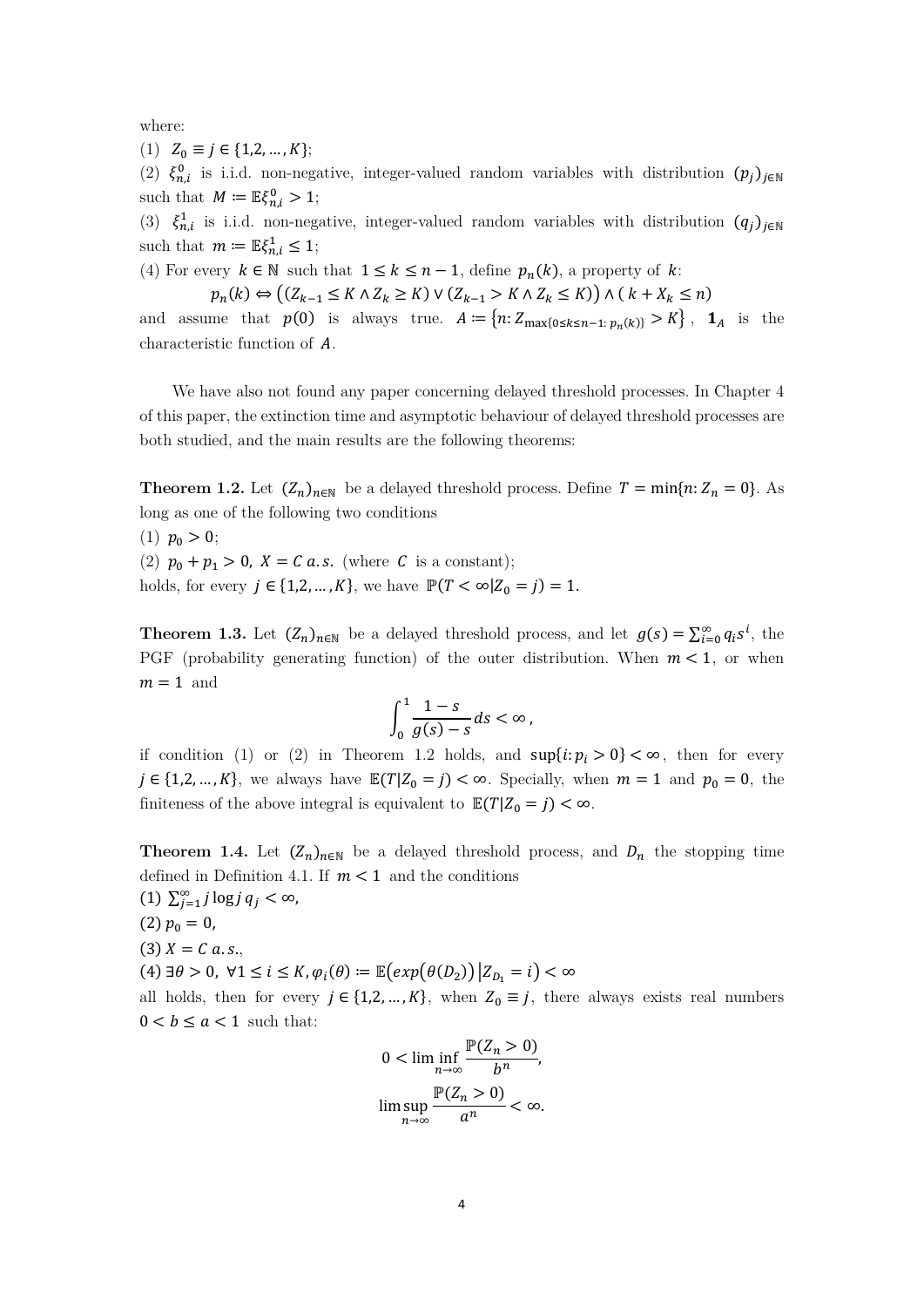where:

(1) $Z_0 \equiv j \in \{1,2,\dots,K\}$;

(2) $\xi_{n,i}^0$ is i.i.d. non-negative, integer-valued random variables with distribution $(p_j)_{j\in\mathbb{N}}$ such that $M \coloneqq \mathbb{E}\xi_{n,i}^0 > 1$;

(3) $\xi_{n,i}^1$ is i.i.d. non-negative, integer-valued random variables with distribution $(q_j)_{j\in\mathbb{N}}$ such that $m \coloneqq \mathbb{E}\xi_{n,i}^1 \le 1$;

(4) For every $k \in \mathbb{N}$ such that $1 \le k \le n-1$, define $p_n(k)$, a property of $k$:

$$p_n(k) \Leftrightarrow \big((Z_{k-1} \le K \wedge Z_k \ge K) \vee (Z_{k-1} > K \wedge Z_k \le K)\big) \wedge (\, k + X_k \le n)$$

and assume that $p(0)$ is always true. $A \coloneqq \{n: Z_{\max\{0\le k\le n-1:\, p_n(k)\}} > K\}$, $\mathbf{1}_A$ is the characteristic function of $A$.

We have also not found any paper concerning delayed threshold processes. In Chapter 4 of this paper, the extinction time and asymptotic behaviour of delayed threshold processes are both studied, and the main results are the following theorems:

**Theorem 1.2.** Let $(Z_n)_{n\in\mathbb{N}}$ be a delayed threshold process. Define $T = \min\{n: Z_n = 0\}$. As long as one of the following two conditions

(1) $p_0 > 0$;

(2) $p_0 + p_1 > 0$, $X = C$ $a.s.$ (where $C$ is a constant);

holds, for every $j \in \{1,2,\dots,K\}$, we have $\mathbb{P}(T < \infty | Z_0 = j) = 1$.

**Theorem 1.3.** Let $(Z_n)_{n\in\mathbb{N}}$ be a delayed threshold process, and let $g(s) = \sum_{i=0}^{\infty} q_i s^i$, the PGF (probability generating function) of the outer distribution. When $m < 1$, or when $m = 1$ and

$$\int_0^1 \frac{1-s}{g(s)-s}\,ds < \infty\,,$$

if condition (1) or (2) in Theorem 1.2 holds, and $\sup\{i: p_i > 0\} < \infty$, then for every $j \in \{1,2,\dots,K\}$, we always have $\mathbb{E}(T|Z_0 = j) < \infty$. Specially, when $m = 1$ and $p_0 = 0$, the finiteness of the above integral is equivalent to $\mathbb{E}(T|Z_0 = j) < \infty$.

**Theorem 1.4.** Let $(Z_n)_{n\in\mathbb{N}}$ be a delayed threshold process, and $D_n$ the stopping time defined in Definition 4.1. If $m < 1$ and the conditions

(1) $\sum_{j=1}^{\infty} j \log j \, q_j < \infty$,

(2) $p_0 = 0$,

(3) $X = C$ $a.s.$,

(4) $\exists \theta > 0$, $\forall 1 \le i \le K, \varphi_i(\theta) \coloneqq \mathbb{E}\big(exp\big(\theta(D_2)\big)\big| Z_{D_1} = i\big) < \infty$

all holds, then for every $j \in \{1,2,\dots,K\}$, when $Z_0 \equiv j$, there always exists real numbers $0 < b \le a < 1$ such that:

$$0 < \liminf_{n\to\infty} \frac{\mathbb{P}(Z_n > 0)}{b^n},$$

$$\limsup_{n\to\infty} \frac{\mathbb{P}(Z_n > 0)}{a^n} < \infty.$$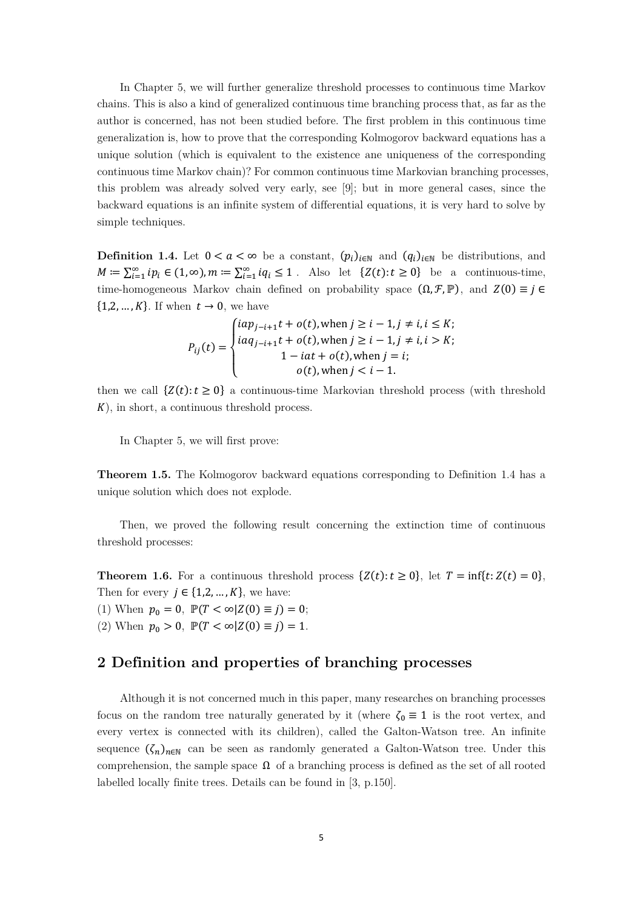In Chapter 5, we will further generalize threshold processes to continuous time Markov chains. This is also a kind of generalized continuous time branching process that, as far as the author is concerned, has not been studied before. The first problem in this continuous time generalization is, how to prove that the corresponding Kolmogorov backward equations has a unique solution (which is equivalent to the existence ane uniqueness of the corresponding continuous time Markov chain)? For common continuous time Markovian branching processes, this problem was already solved very early, see [9]; but in more general cases, since the backward equations is an infinite system of differential equations, it is very hard to solve by simple techniques.

**Definition 1.4.** Let $0 < a < \infty$ be a constant, $(p_i)_{i\in\mathbb{N}}$ and $(q_i)_{i\in\mathbb{N}}$ be distributions, and $M := \sum_{i=1}^{\infty} ip_i \in (1,\infty), m := \sum_{i=1}^{\infty} iq_i \leq 1$ . Also let $\{Z(t): t \geq 0\}$ be a continuous-time, time-homogeneous Markov chain defined on probability space $(\Omega, \mathcal{F}, \mathbb{P})$, and $Z(0) \equiv j \in \{1,2,\ldots,K\}$. If when $t \to 0$, we have

$$P_{ij}(t) = \begin{cases} iap_{j-i+1}t + o(t), \text{when } j \geq i-1, j \neq i, i \leq K; \\ iaq_{j-i+1}t + o(t), \text{when } j \geq i-1, j \neq i, i > K; \\ 1 - iat + o(t), \text{when } j = i; \\ o(t), \text{when } j < i-1. \end{cases}$$

then we call $\{Z(t): t \geq 0\}$ a continuous-time Markovian threshold process (with threshold $K$), in short, a continuous threshold process.

In Chapter 5, we will first prove:

**Theorem 1.5.** The Kolmogorov backward equations corresponding to Definition 1.4 has a unique solution which does not explode.

Then, we proved the following result concerning the extinction time of continuous threshold processes:

**Theorem 1.6.** For a continuous threshold process $\{Z(t): t \geq 0\}$, let $T = \inf\{t: Z(t) = 0\}$, Then for every $j \in \{1,2,\ldots,K\}$, we have:
(1) When $p_0 = 0$, $\mathbb{P}(T < \infty | Z(0) \equiv j) = 0$;
(2) When $p_0 > 0$, $\mathbb{P}(T < \infty | Z(0) \equiv j) = 1$.

## 2 Definition and properties of branching processes

Although it is not concerned much in this paper, many researches on branching processes focus on the random tree naturally generated by it (where $\zeta_0 \equiv 1$ is the root vertex, and every vertex is connected with its children), called the Galton-Watson tree. An infinite sequence $(\zeta_n)_{n\in\mathbb{N}}$ can be seen as randomly generated a Galton-Watson tree. Under this comprehension, the sample space $\Omega$ of a branching process is defined as the set of all rooted labelled locally finite trees. Details can be found in [3, p.150].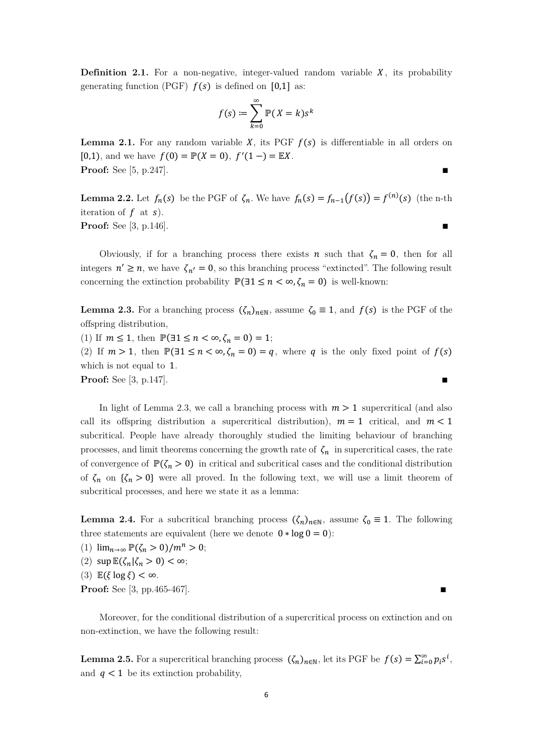**Definition 2.1.** For a non-negative, integer-valued random variable $X$, its probability generating function (PGF) $f(s)$ is defined on $[0,1]$ as:

$$f(s) := \sum_{k=0}^{\infty} \mathbb{P}(X = k)s^k$$

**Lemma 2.1.** For any random variable $X$, its PGF $f(s)$ is differentiable in all orders on $[0,1)$, and we have $f(0) = \mathbb{P}(X = 0)$, $f'(1-) = \mathbb{E}X$.
**Proof:** See [5, p.247]. ■

**Lemma 2.2.** Let $f_n(s)$ be the PGF of $\zeta_n$. We have $f_n(s) = f_{n-1}(f(s)) = f^{(n)}(s)$ (the n-th iteration of $f$ at $s$).
**Proof:** See [3, p.146]. ■

Obviously, if for a branching process there exists $n$ such that $\zeta_n = 0$, then for all integers $n' \geq n$, we have $\zeta_{n'} = 0$, so this branching process "extincted". The following result concerning the extinction probability $\mathbb{P}(\exists 1 \leq n < \infty, \zeta_n = 0)$ is well-known:

**Lemma 2.3.** For a branching process $(\zeta_n)_{n\in\mathbb{N}}$, assume $\zeta_0 \equiv 1$, and $f(s)$ is the PGF of the offspring distribution,
(1) If $m \leq 1$, then $\mathbb{P}(\exists 1 \leq n < \infty, \zeta_n = 0) = 1$;
(2) If $m > 1$, then $\mathbb{P}(\exists 1 \leq n < \infty, \zeta_n = 0) = q$, where $q$ is the only fixed point of $f(s)$ which is not equal to $1$.
**Proof:** See [3, p.147]. ■

In light of Lemma 2.3, we call a branching process with $m > 1$ supercritical (and also call its offspring distribution a supercritical distribution), $m = 1$ critical, and $m < 1$ subcritical. People have already thoroughly studied the limiting behaviour of branching processes, and limit theorems concerning the growth rate of $\zeta_n$ in supercritical cases, the rate of convergence of $\mathbb{P}(\zeta_n > 0)$ in critical and subcritical cases and the conditional distribution of $\zeta_n$ on $\{\zeta_n > 0\}$ were all proved. In the following text, we will use a limit theorem of subcritical processes, and here we state it as a lemma:

**Lemma 2.4.** For a subcritical branching process $(\zeta_n)_{n\in\mathbb{N}}$, assume $\zeta_0 \equiv 1$. The following three statements are equivalent (here we denote $0 * \log 0 = 0$):
(1) $\lim_{n\to\infty} \mathbb{P}(\zeta_n > 0)/m^n > 0$;
(2) $\sup \mathbb{E}(\zeta_n | \zeta_n > 0) < \infty$;
(3) $\mathbb{E}(\xi \log \xi) < \infty$.
**Proof:** See [3, pp.465-467]. ■

Moreover, for the conditional distribution of a supercritical process on extinction and on non-extinction, we have the following result:

**Lemma 2.5.** For a supercritical branching process $(\zeta_n)_{n\in\mathbb{N}}$, let its PGF be $f(s) = \sum_{i=0}^{\infty} p_i s^i$, and $q < 1$ be its extinction probability,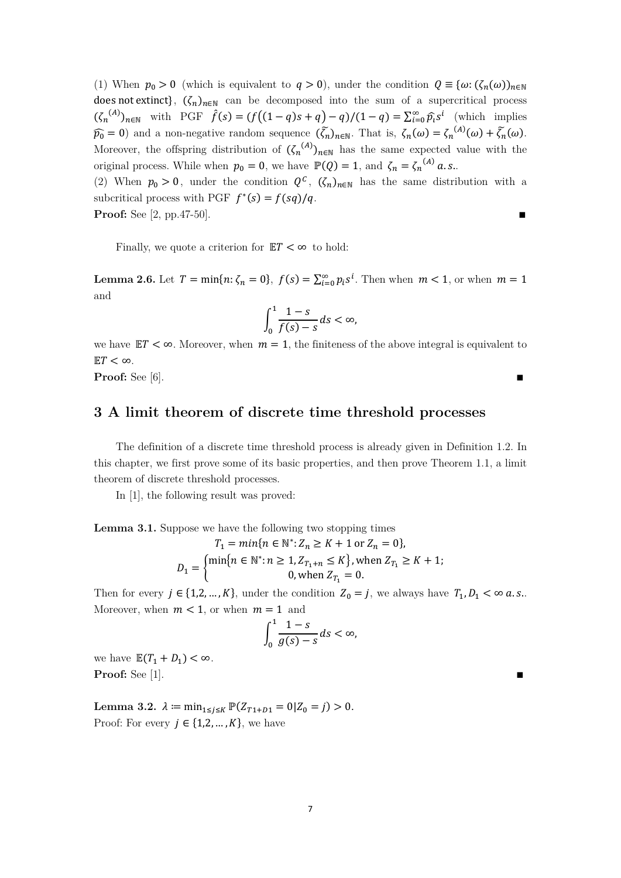(1) When $p_0 > 0$ (which is equivalent to $q > 0$), under the condition $Q \equiv \{\omega: (\zeta_n(\omega))_{n\in\mathbb{N}}$ does not extinct$\}$, $(\zeta_n)_{n\in\mathbb{N}}$ can be decomposed into the sum of a supercritical process $({\zeta_n}^{(A)})_{n\in\mathbb{N}}$ with PGF $\hat{f}(s) = (f((1-q)s+q) - q)/(1-q) = \sum_{i=0}^{\infty} \widehat{p_i} s^i$ (which implies $\widehat{p_0} = 0$) and a non-negative random sequence $(\widetilde{\zeta_n})_{n\in\mathbb{N}}$. That is, $\zeta_n(\omega) = {\zeta_n}^{(A)}(\omega) + \widetilde{\zeta_n}(\omega)$. Moreover, the offspring distribution of $({\zeta_n}^{(A)})_{n\in\mathbb{N}}$ has the same expected value with the original process. While when $p_0 = 0$, we have $\mathbb{P}(Q) = 1$, and $\zeta_n = {\zeta_n}^{(A)}$ $a.s.$.

(2) When $p_0 > 0$, under the condition $Q^C$, $(\zeta_n)_{n\in\mathbb{N}}$ has the same distribution with a subcritical process with PGF $f^*(s) = f(sq)/q$.

**Proof:** See [2, pp.47-50]. ■

Finally, we quote a criterion for $\mathbb{E}T < \infty$ to hold:

**Lemma 2.6.** Let $T = \min\{n: \zeta_n = 0\}$, $f(s) = \sum_{i=0}^{\infty} p_i s^i$. Then when $m < 1$, or when $m = 1$ and

$$\int_0^1 \frac{1-s}{f(s)-s} ds < \infty,$$

we have $\mathbb{E}T < \infty$. Moreover, when $m = 1$, the finiteness of the above integral is equivalent to $\mathbb{E}T < \infty$.

**Proof:** See [6]. ■

# 3 A limit theorem of discrete time threshold processes

The definition of a discrete time threshold process is already given in Definition 1.2. In this chapter, we first prove some of its basic properties, and then prove Theorem 1.1, a limit theorem of discrete threshold processes.

In [1], the following result was proved:

**Lemma 3.1.** Suppose we have the following two stopping times

$$T_1 = min\{n \in \mathbb{N}^*: Z_n \geq K+1 \text{ or } Z_n = 0\},$$

$$D_1 = \begin{cases} \min\{n \in \mathbb{N}^*: n \geq 1, Z_{T_1+n} \leq K\}, \text{when } Z_{T_1} \geq K+1; \\ 0, \text{when } Z_{T_1} = 0. \end{cases}$$

Then for every $j \in \{1,2,\dots,K\}$, under the condition $Z_0 = j$, we always have $T_1, D_1 < \infty$ $a.s.$. Moreover, when $m < 1$, or when $m = 1$ and

$$\int_0^1 \frac{1-s}{g(s)-s} ds < \infty,$$

we have $\mathbb{E}(T_1 + D_1) < \infty$.

**Proof:** See [1]. ■

**Lemma 3.2.** $\lambda \coloneqq \min_{1\leq j\leq K} \mathbb{P}(Z_{T1+D1} = 0 | Z_0 = j) > 0$.

Proof: For every $j \in \{1,2,\dots,K\}$, we have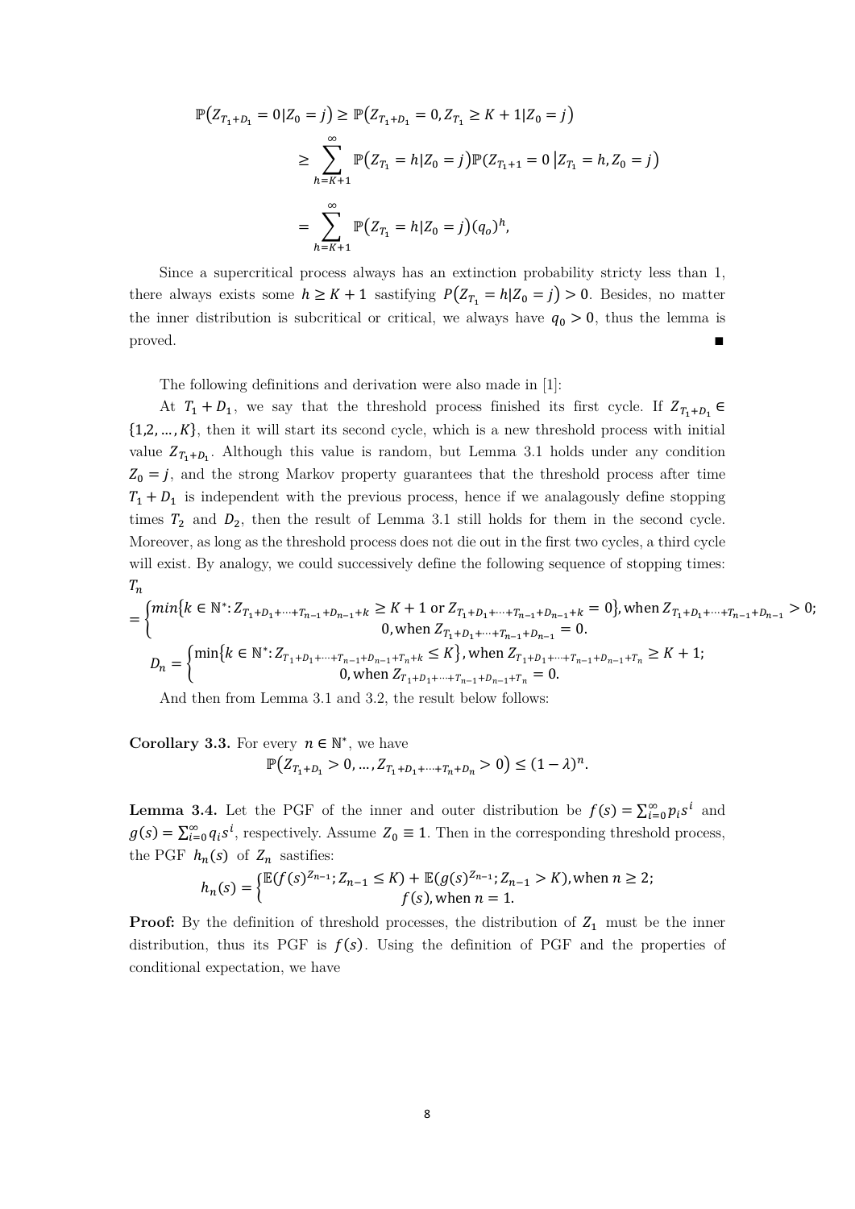$$
\begin{aligned}
\mathbb{P}(Z_{T_1+D_1}=0|Z_0=j) &\geq \mathbb{P}(Z_{T_1+D_1}=0, Z_{T_1}\geq K+1|Z_0=j) \\
&\geq \sum_{h=K+1}^{\infty} \mathbb{P}(Z_{T_1}=h|Z_0=j)\mathbb{P}(Z_{T_1+1}=0\,|Z_{T_1}=h, Z_0=j) \\
&= \sum_{h=K+1}^{\infty} \mathbb{P}(Z_{T_1}=h|Z_0=j)(q_o)^h,
\end{aligned}
$$

Since a supercritical process always has an extinction probability stricty less than 1, there always exists some $h \geq K+1$ sastifying $P(Z_{T_1}=h|Z_0=j)>0$. Besides, no matter the inner distribution is subcritical or critical, we always have $q_0>0$, thus the lemma is proved. ∎

The following definitions and derivation were also made in [1]:

At $T_1+D_1$, we say that the threshold process finished its first cycle. If $Z_{T_1+D_1} \in \{1,2,\ldots,K\}$, then it will start its second cycle, which is a new threshold process with initial value $Z_{T_1+D_1}$. Although this value is random, but Lemma 3.1 holds under any condition $Z_0=j$, and the strong Markov property guarantees that the threshold process after time $T_1+D_1$ is independent with the previous process, hence if we analagously define stopping times $T_2$ and $D_2$, then the result of Lemma 3.1 still holds for them in the second cycle. Moreover, as long as the threshold process does not die out in the first two cycles, a third cycle will exist. By analogy, we could successively define the following sequence of stopping times:

$$
T_n = \begin{cases} \min\{k\in\mathbb{N}^*: Z_{T_1+D_1+\cdots+T_{n-1}+D_{n-1}+k}\geq K+1 \text{ or } Z_{T_1+D_1+\cdots+T_{n-1}+D_{n-1}+k}=0\}, \text{when } Z_{T_1+D_1+\cdots+T_{n-1}+D_{n-1}}>0; \\ 0, \text{when } Z_{T_1+D_1+\cdots+T_{n-1}+D_{n-1}}=0. \end{cases}
$$

$$
D_n = \begin{cases} \min\{k\in\mathbb{N}^*: Z_{T_1+D_1+\cdots+T_{n-1}+D_{n-1}+T_n+k}\leq K\}, \text{when } Z_{T_1+D_1+\cdots+T_{n-1}+D_{n-1}+T_n}\geq K+1; \\ 0, \text{when } Z_{T_1+D_1+\cdots+T_{n-1}+D_{n-1}+T_n}=0. \end{cases}
$$

And then from Lemma 3.1 and 3.2, the result below follows:

**Corollary 3.3.** For every $n\in\mathbb{N}^*$, we have

$$
\mathbb{P}(Z_{T_1+D_1}>0,\ldots,Z_{T_1+D_1+\cdots+T_n+D_n}>0)\leq(1-\lambda)^n.
$$

**Lemma 3.4.** Let the PGF of the inner and outer distribution be $f(s)=\sum_{i=0}^{\infty}p_i s^i$ and $g(s)=\sum_{i=0}^{\infty}q_i s^i$, respectively. Assume $Z_0\equiv 1$. Then in the corresponding threshold process, the PGF $h_n(s)$ of $Z_n$ sastifies:

$$
h_n(s) = \begin{cases} \mathbb{E}(f(s)^{Z_{n-1}}; Z_{n-1}\leq K) + \mathbb{E}(g(s)^{Z_{n-1}}; Z_{n-1}>K), \text{when } n\geq 2; \\ f(s), \text{when } n=1. \end{cases}
$$

**Proof:** By the definition of threshold processes, the distribution of $Z_1$ must be the inner distribution, thus its PGF is $f(s)$. Using the definition of PGF and the properties of conditional expectation, we have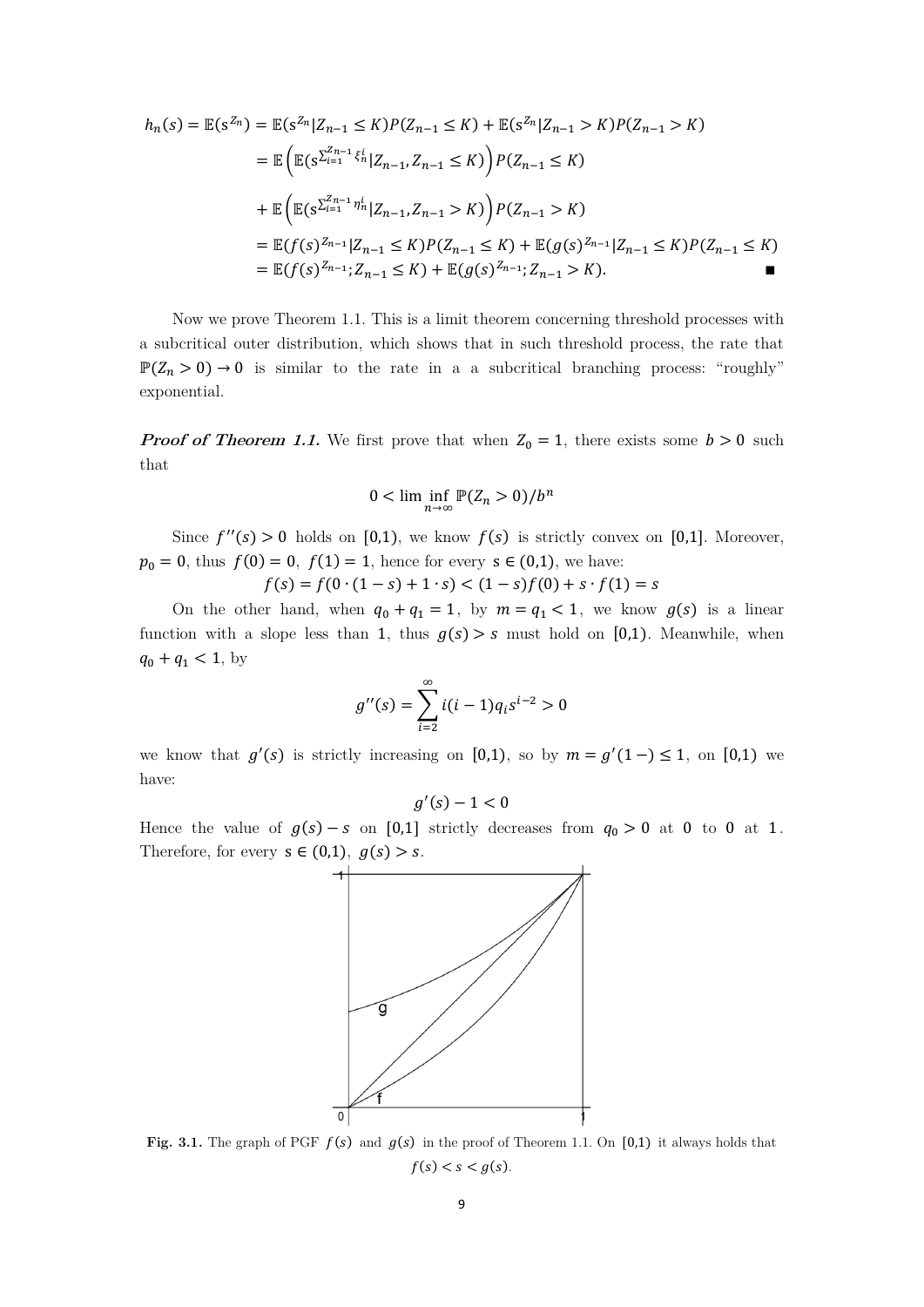$$
\begin{aligned}
h_n(s) = \mathbb{E}(s^{Z_n}) &= \mathbb{E}(s^{Z_n}|Z_{n-1} \le K)P(Z_{n-1} \le K) + \mathbb{E}(s^{Z_n}|Z_{n-1} > K)P(Z_{n-1} > K) \\
&= \mathbb{E}\left(\mathbb{E}(s^{\sum_{i=1}^{Z_{n-1}} \xi_n^i}|Z_{n-1}, Z_{n-1} \le K)\right)P(Z_{n-1} \le K) \\
&+ \mathbb{E}\left(\mathbb{E}(s^{\sum_{i=1}^{Z_{n-1}} \eta_n^i}|Z_{n-1}, Z_{n-1} > K)\right)P(Z_{n-1} > K) \\
&= \mathbb{E}(f(s)^{Z_{n-1}}|Z_{n-1} \le K)P(Z_{n-1} \le K) + \mathbb{E}(g(s)^{Z_{n-1}}|Z_{n-1} \le K)P(Z_{n-1} \le K) \\
&= \mathbb{E}(f(s)^{Z_{n-1}}; Z_{n-1} \le K) + \mathbb{E}(g(s)^{Z_{n-1}}; Z_{n-1} > K). \qquad \blacksquare
\end{aligned}
$$

Now we prove Theorem 1.1. This is a limit theorem concerning threshold processes with a subcritical outer distribution, which shows that in such threshold process, the rate that $\mathbb{P}(Z_n > 0) \to 0$ is similar to the rate in a a subcritical branching process: "roughly" exponential.

***Proof of Theorem 1.1.*** We first prove that when $Z_0 = 1$, there exists some $b > 0$ such that

$$
0 < \liminf_{n\to\infty} \mathbb{P}(Z_n > 0)/b^n
$$

Since $f''(s) > 0$ holds on $[0,1)$, we know $f(s)$ is strictly convex on $[0,1]$. Moreover, $p_0 = 0$, thus $f(0) = 0$, $f(1) = 1$, hence for every $s \in (0,1)$, we have:

$$
f(s) = f(0 \cdot (1-s) + 1 \cdot s) < (1-s)f(0) + s \cdot f(1) = s
$$

On the other hand, when $q_0 + q_1 = 1$, by $m = q_1 < 1$, we know $g(s)$ is a linear function with a slope less than $1$, thus $g(s) > s$ must hold on $[0,1)$. Meanwhile, when $q_0 + q_1 < 1$, by

$$
g''(s) = \sum_{i=2}^{\infty} i(i-1)q_i s^{i-2} > 0
$$

we know that $g'(s)$ is strictly increasing on $[0,1)$, so by $m = g'(1-) \le 1$, on $[0,1)$ we have:

$$
g'(s) - 1 < 0
$$

Hence the value of $g(s) - s$ on $[0,1]$ strictly decreases from $q_0 > 0$ at $0$ to $0$ at $1$. Therefore, for every $s \in (0,1)$, $g(s) > s$.

**Fig. 3.1.** The graph of PGF $f(s)$ and $g(s)$ in the proof of Theorem 1.1. On $[0,1)$ it always holds that $f(s) < s < g(s)$.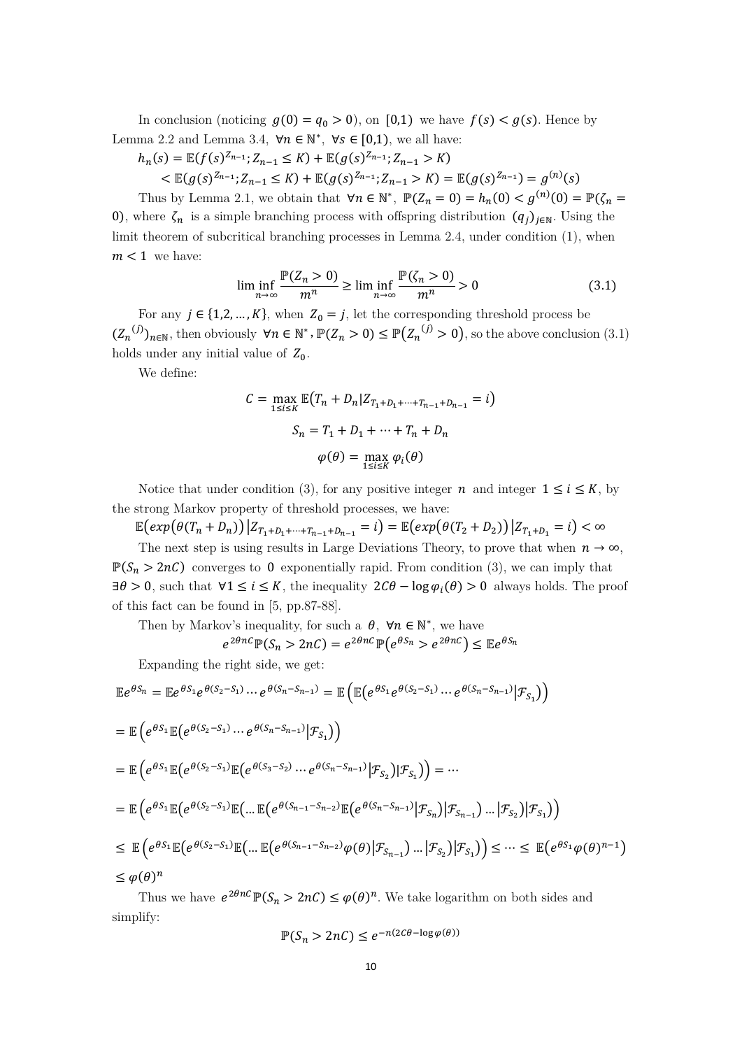In conclusion (noticing $g(0) = q_0 > 0$), on $[0,1)$ we have $f(s) < g(s)$. Hence by Lemma 2.2 and Lemma 3.4, $\forall n \in \mathbb{N}^*$, $\forall s \in [0,1)$, we all have:

$$h_n(s) = \mathbb{E}(f(s)^{Z_{n-1}}; Z_{n-1} \le K) + \mathbb{E}(g(s)^{Z_{n-1}}; Z_{n-1} > K)$$
$$< \mathbb{E}(g(s)^{Z_{n-1}}; Z_{n-1} \le K) + \mathbb{E}(g(s)^{Z_{n-1}}; Z_{n-1} > K) = \mathbb{E}(g(s)^{Z_{n-1}}) = g^{(n)}(s)$$

Thus by Lemma 2.1, we obtain that $\forall n \in \mathbb{N}^*$, $\mathbb{P}(Z_n = 0) = h_n(0) < g^{(n)}(0) = \mathbb{P}(\zeta_n = 0)$, where $\zeta_n$ is a simple branching process with offspring distribution $(q_j)_{j\in\mathbb{N}}$. Using the limit theorem of subcritical branching processes in Lemma 2.4, under condition (1), when $m < 1$ we have:

$$\liminf_{n\to\infty} \frac{\mathbb{P}(Z_n > 0)}{m^n} \ge \liminf_{n\to\infty} \frac{\mathbb{P}(\zeta_n > 0)}{m^n} > 0 \tag{3.1}$$

For any $j \in \{1,2,\dots,K\}$, when $Z_0 = j$, let the corresponding threshold process be $({Z_n}^{(j)})_{n\in\mathbb{N}}$, then obviously $\forall n \in \mathbb{N}^*, \mathbb{P}(Z_n > 0) \le \mathbb{P}({Z_n}^{(j)} > 0)$, so the above conclusion (3.1) holds under any initial value of $Z_0$.

We define:

$$C = \max_{1\le i\le K} \mathbb{E}\left(T_n + D_n \middle| Z_{T_1+D_1+\cdots+T_{n-1}+D_{n-1}} = i\right)$$
$$S_n = T_1 + D_1 + \cdots + T_n + D_n$$
$$\varphi(\theta) = \max_{1\le i\le K} \varphi_i(\theta)$$

Notice that under condition (3), for any positive integer $n$ and integer $1 \le i \le K$, by the strong Markov property of threshold processes, we have:

$$\mathbb{E}\big(exp\big(\theta(T_n + D_n)\big)\big| Z_{T_1+D_1+\cdots+T_{n-1}+D_{n-1}} = i\big) = \mathbb{E}\big(exp\big(\theta(T_2 + D_2)\big)\big| Z_{T_1+D_1} = i\big) < \infty$$

The next step is using results in Large Deviations Theory, to prove that when $n \to \infty$, $\mathbb{P}(S_n > 2nC)$ converges to $0$ exponentially rapid. From condition (3), we can imply that $\exists \theta > 0$, such that $\forall 1 \le i \le K$, the inequality $2C\theta - \log\varphi_i(\theta) > 0$ always holds. The proof of this fact can be found in [5, pp.87-88].

Then by Markov's inequality, for such a $\theta$, $\forall n \in \mathbb{N}^*$, we have

$$e^{2\theta nC}\mathbb{P}(S_n > 2nC) = e^{2\theta nC}\mathbb{P}(e^{\theta S_n} > e^{2\theta nC}) \le \mathbb{E}e^{\theta S_n}$$

Expanding the right side, we get:

$$\mathbb{E}e^{\theta S_n} = \mathbb{E}e^{\theta S_1}e^{\theta(S_2-S_1)}\cdots e^{\theta(S_n-S_{n-1})} = \mathbb{E}\left(\mathbb{E}\left(e^{\theta S_1}e^{\theta(S_2-S_1)}\cdots e^{\theta(S_n-S_{n-1})}\middle|\mathcal{F}_{S_1}\right)\right)$$

$$= \mathbb{E}\left(e^{\theta S_1}\mathbb{E}\left(e^{\theta(S_2-S_1)}\cdots e^{\theta(S_n-S_{n-1})}\middle|\mathcal{F}_{S_1}\right)\right)$$

$$= \mathbb{E}\left(e^{\theta S_1}\mathbb{E}\left(e^{\theta(S_2-S_1)}\mathbb{E}\left(e^{\theta(S_3-S_2)}\cdots e^{\theta(S_n-S_{n-1})}\middle|\mathcal{F}_{S_2}\right)\middle|\mathcal{F}_{S_1}\right)\right) = \cdots$$

$$= \mathbb{E}\left(e^{\theta S_1}\mathbb{E}\left(e^{\theta(S_2-S_1)}\mathbb{E}\left(\dots\mathbb{E}\left(e^{\theta(S_{n-1}-S_{n-2})}\mathbb{E}\left(e^{\theta(S_n-S_{n-1})}\middle|\mathcal{F}_{S_n}\right)\middle|\mathcal{F}_{S_{n-1}}\right)\dots\middle|\mathcal{F}_{S_2}\right)\middle|\mathcal{F}_{S_1}\right)\right)$$

$$\le \mathbb{E}\left(e^{\theta S_1}\mathbb{E}\left(e^{\theta(S_2-S_1)}\mathbb{E}\left(\dots\mathbb{E}\left(e^{\theta(S_{n-1}-S_{n-2})}\varphi(\theta)\middle|\mathcal{F}_{S_{n-1}}\right)\dots\middle|\mathcal{F}_{S_2}\right)\middle|\mathcal{F}_{S_1}\right)\right) \le \cdots \le \mathbb{E}\left(e^{\theta S_1}\varphi(\theta)^{n-1}\right)$$

$$\le \varphi(\theta)^n$$

Thus we have $e^{2\theta nC}\mathbb{P}(S_n > 2nC) \le \varphi(\theta)^n$. We take logarithm on both sides and simplify:

$$\mathbb{P}(S_n > 2nC) \le e^{-n(2C\theta - \log\varphi(\theta))}$$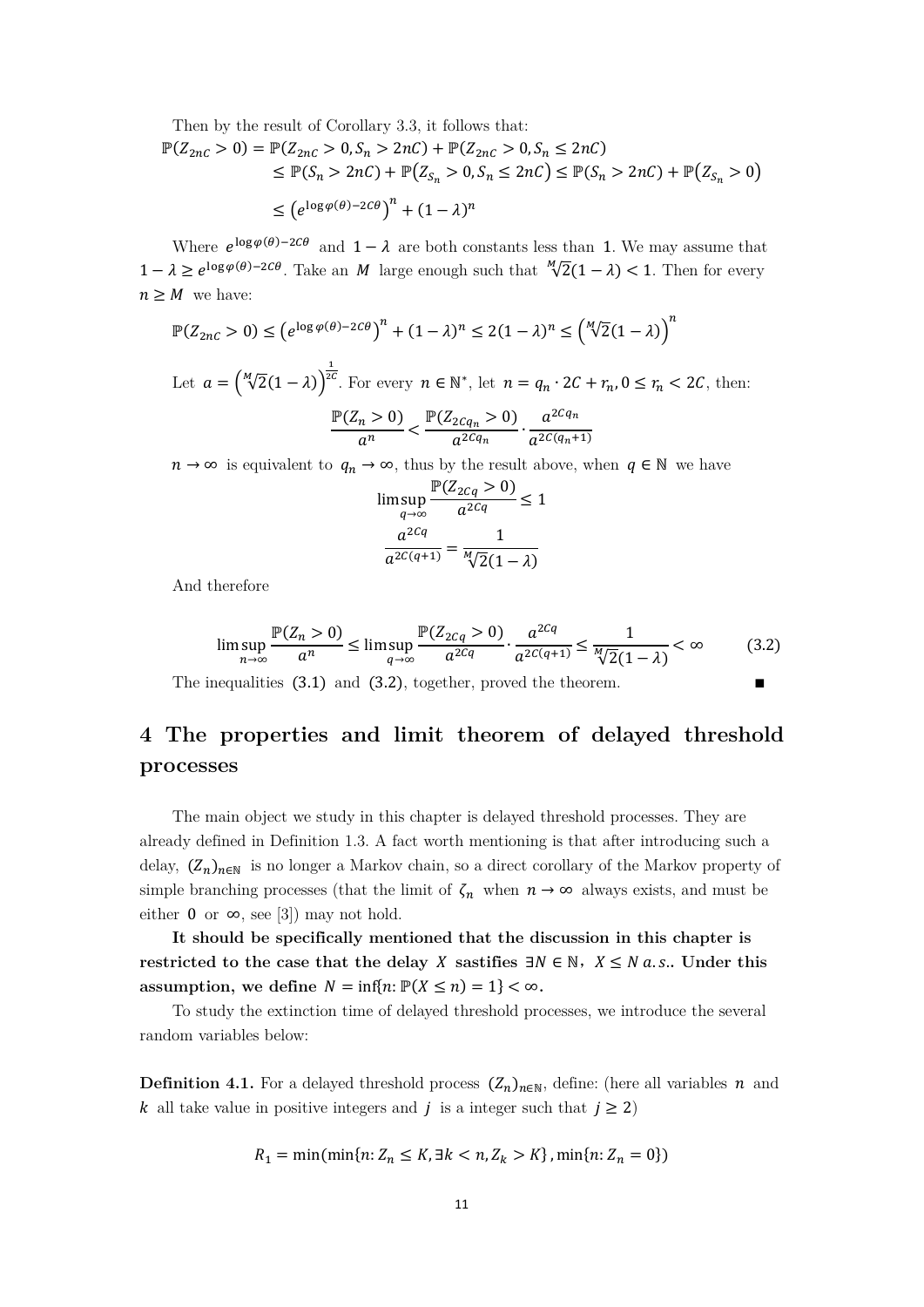Then by the result of Corollary 3.3, it follows that:

$$
\begin{aligned}
\mathbb{P}(Z_{2nC} > 0) &= \mathbb{P}(Z_{2nC} > 0, S_n > 2nC) + \mathbb{P}(Z_{2nC} > 0, S_n \leq 2nC) \\
&\leq \mathbb{P}(S_n > 2nC) + \mathbb{P}(Z_{S_n} > 0, S_n \leq 2nC) \leq \mathbb{P}(S_n > 2nC) + \mathbb{P}(Z_{S_n} > 0) \\
&\leq \left(e^{\log \varphi(\theta) - 2C\theta}\right)^n + (1-\lambda)^n
\end{aligned}
$$

Where $e^{\log \varphi(\theta) - 2C\theta}$ and $1-\lambda$ are both constants less than $1$. We may assume that $1-\lambda \geq e^{\log \varphi(\theta) - 2C\theta}$. Take an $M$ large enough such that $\sqrt[M]{2}(1-\lambda) < 1$. Then for every $n \geq M$ we have:

$$
\mathbb{P}(Z_{2nC} > 0) \leq \left(e^{\log \varphi(\theta) - 2C\theta}\right)^n + (1-\lambda)^n \leq 2(1-\lambda)^n \leq \left(\sqrt[M]{2}(1-\lambda)\right)^n
$$

Let $a = \left(\sqrt[M]{2}(1-\lambda)\right)^{\frac{1}{2C}}$. For every $n \in \mathbb{N}^*$, let $n = q_n \cdot 2C + r_n, 0 \leq r_n < 2C$, then:

$$
\frac{\mathbb{P}(Z_n > 0)}{a^n} < \frac{\mathbb{P}(Z_{2Cq_n} > 0)}{a^{2Cq_n}} \cdot \frac{a^{2Cq_n}}{a^{2C(q_n+1)}}
$$

$n \to \infty$ is equivalent to $q_n \to \infty$, thus by the result above, when $q \in \mathbb{N}$ we have

$$
\limsup_{q \to \infty} \frac{\mathbb{P}(Z_{2Cq} > 0)}{a^{2Cq}} \leq 1
$$

$$
\frac{a^{2Cq}}{a^{2C(q+1)}} = \frac{1}{\sqrt[M]{2}(1-\lambda)}
$$

And therefore

$$
\limsup_{n \to \infty} \frac{\mathbb{P}(Z_n > 0)}{a^n} \leq \limsup_{q \to \infty} \frac{\mathbb{P}(Z_{2Cq} > 0)}{a^{2Cq}} \cdot \frac{a^{2Cq}}{a^{2C(q+1)}} \leq \frac{1}{\sqrt[M]{2}(1-\lambda)} < \infty \tag{3.2}
$$

The inequalities (3.1) and (3.2), together, proved the theorem. ∎

# 4 The properties and limit theorem of delayed threshold processes

The main object we study in this chapter is delayed threshold processes. They are already defined in Definition 1.3. A fact worth mentioning is that after introducing such a delay, $(Z_n)_{n\in\mathbb{N}}$ is no longer a Markov chain, so a direct corollary of the Markov property of simple branching processes (that the limit of $\zeta_n$ when $n \to \infty$ always exists, and must be either $0$ or $\infty$, see [3]) may not hold.

**It should be specifically mentioned that the discussion in this chapter is restricted to the case that the delay $X$ sastifies $\exists N \in \mathbb{N}$, $X \leq N$ $a.s.$. Under this assumption, we define $N = \inf\{n: \mathbb{P}(X \leq n) = 1\} < \infty$.**

To study the extinction time of delayed threshold processes, we introduce the several random variables below:

**Definition 4.1.** For a delayed threshold process $(Z_n)_{n\in\mathbb{N}}$, define: (here all variables $n$ and $k$ all take value in positive integers and $j$ is a integer such that $j \geq 2$)

$$
R_1 = \min(\min\{n: Z_n \leq K, \exists k < n, Z_k > K\}, \min\{n: Z_n = 0\})
$$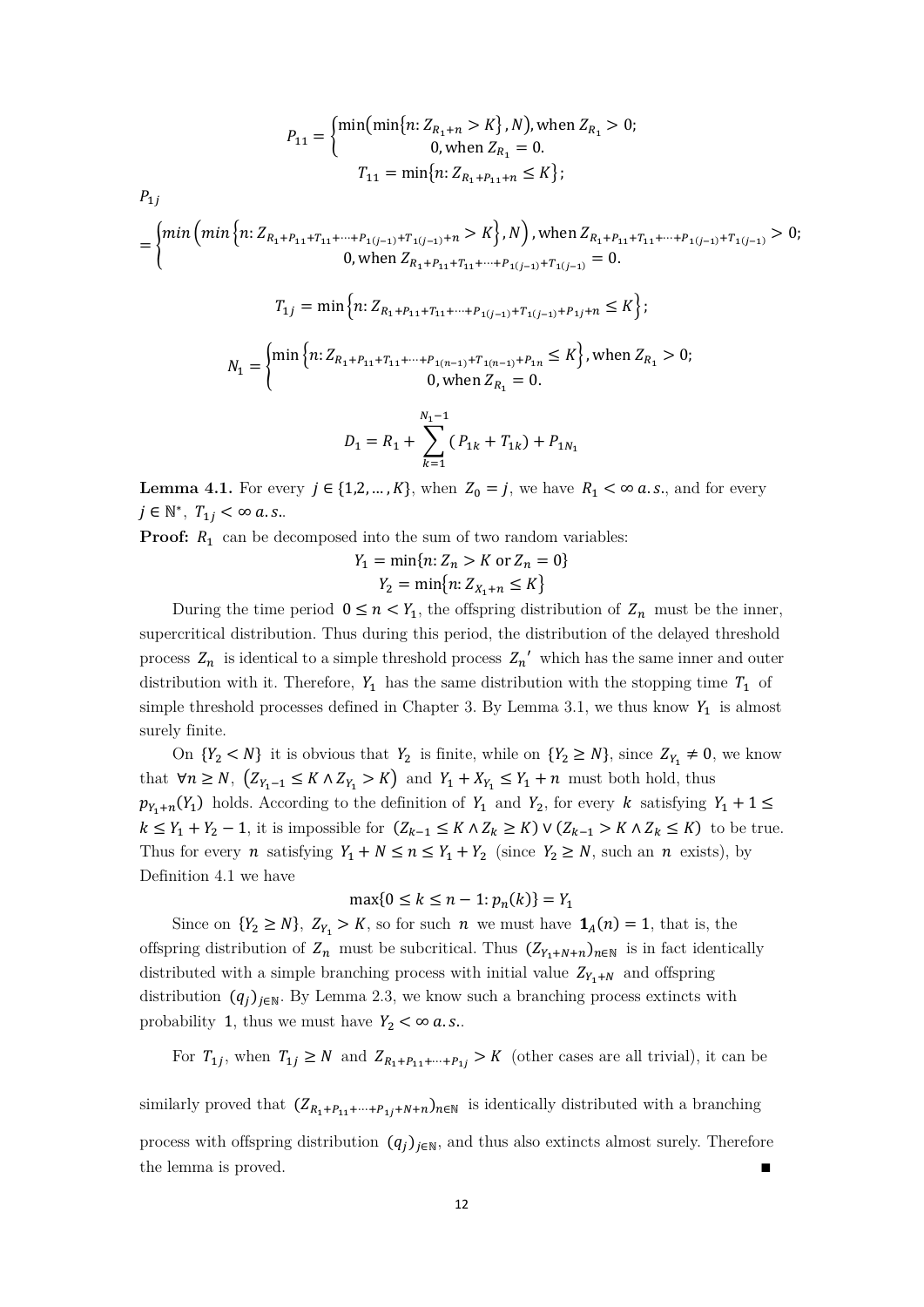$$P_{11} = \begin{cases} \min\left(\min\{n: Z_{R_1+n} > K\}, N\right), \text{when } Z_{R_1} > 0; \\ 0, \text{when } Z_{R_1} = 0. \end{cases}$$

$$T_{11} = \min\{n: Z_{R_1+P_{11}+n} \le K\};$$

$$P_{1j} = \begin{cases} \min\left(\min\left\{n: Z_{R_1+P_{11}+T_{11}+\cdots+P_{1(j-1)}+T_{1(j-1)}+n} > K\right\}, N\right), \text{when } Z_{R_1+P_{11}+T_{11}+\cdots+P_{1(j-1)}+T_{1(j-1)}} > 0; \\ 0, \text{when } Z_{R_1+P_{11}+T_{11}+\cdots+P_{1(j-1)}+T_{1(j-1)}} = 0. \end{cases}$$

$$T_{1j} = \min\left\{n: Z_{R_1+P_{11}+T_{11}+\cdots+P_{1(j-1)}+T_{1(j-1)}+P_{1j}+n} \le K\right\};$$

$$N_1 = \begin{cases} \min\left\{n: Z_{R_1+P_{11}+T_{11}+\cdots+P_{1(n-1)}+T_{1(n-1)}+P_{1n}} \le K\right\}, \text{when } Z_{R_1} > 0; \\ 0, \text{when } Z_{R_1} = 0. \end{cases}$$

$$D_1 = R_1 + \sum_{k=1}^{N_1-1}(P_{1k} + T_{1k}) + P_{1N_1}$$

**Lemma 4.1.** For every $j \in \{1,2,\ldots,K\}$, when $Z_0 = j$, we have $R_1 < \infty\ a.s.$, and for every $j \in \mathbb{N}^*$, $T_{1j} < \infty\ a.s.$.

**Proof:** $R_1$ can be decomposed into the sum of two random variables:

$$Y_1 = \min\{n: Z_n > K \text{ or } Z_n = 0\}$$
$$Y_2 = \min\{n: Z_{X_1+n} \le K\}$$

During the time period $0 \le n < Y_1$, the offspring distribution of $Z_n$ must be the inner, supercritical distribution. Thus during this period, the distribution of the delayed threshold process $Z_n$ is identical to a simple threshold process $Z_n{}'$ which has the same inner and outer distribution with it. Therefore, $Y_1$ has the same distribution with the stopping time $T_1$ of simple threshold processes defined in Chapter 3. By Lemma 3.1, we thus know $Y_1$ is almost surely finite.

On $\{Y_2 < N\}$ it is obvious that $Y_2$ is finite, while on $\{Y_2 \ge N\}$, since $Z_{Y_1} \neq 0$, we know that $\forall n \ge N$, $(Z_{Y_1-1} \le K \wedge Z_{Y_1} > K)$ and $Y_1 + X_{Y_1} \le Y_1 + n$ must both hold, thus $p_{Y_1+n}(Y_1)$ holds. According to the definition of $Y_1$ and $Y_2$, for every $k$ satisfying $Y_1 + 1 \le k \le Y_1 + Y_2 - 1$, it is impossible for $(Z_{k-1} \le K \wedge Z_k \ge K) \vee (Z_{k-1} > K \wedge Z_k \le K)$ to be true. Thus for every $n$ satisfying $Y_1 + N \le n \le Y_1 + Y_2$ (since $Y_2 \ge N$, such an $n$ exists), by Definition 4.1 we have

$$\max\{0 \le k \le n-1: p_n(k)\} = Y_1$$

Since on $\{Y_2 \ge N\}$, $Z_{Y_1} > K$, so for such $n$ we must have $\mathbf{1}_A(n) = 1$, that is, the offspring distribution of $Z_n$ must be subcritical. Thus $(Z_{Y_1+N+n})_{n\in\mathbb{N}}$ is in fact identically distributed with a simple branching process with initial value $Z_{Y_1+N}$ and offspring distribution $(q_j)_{j\in\mathbb{N}}$. By Lemma 2.3, we know such a branching process extincts with probability $1$, thus we must have $Y_2 < \infty\ a.s.$.

For $T_{1j}$, when $T_{1j} \ge N$ and $Z_{R_1+P_{11}+\cdots+P_{1j}} > K$ (other cases are all trivial), it can be similarly proved that $(Z_{R_1+P_{11}+\cdots+P_{1j}+N+n})_{n\in\mathbb{N}}$ is identically distributed with a branching process with offspring distribution $(q_j)_{j\in\mathbb{N}}$, and thus also extincts almost surely. Therefore the lemma is proved. ∎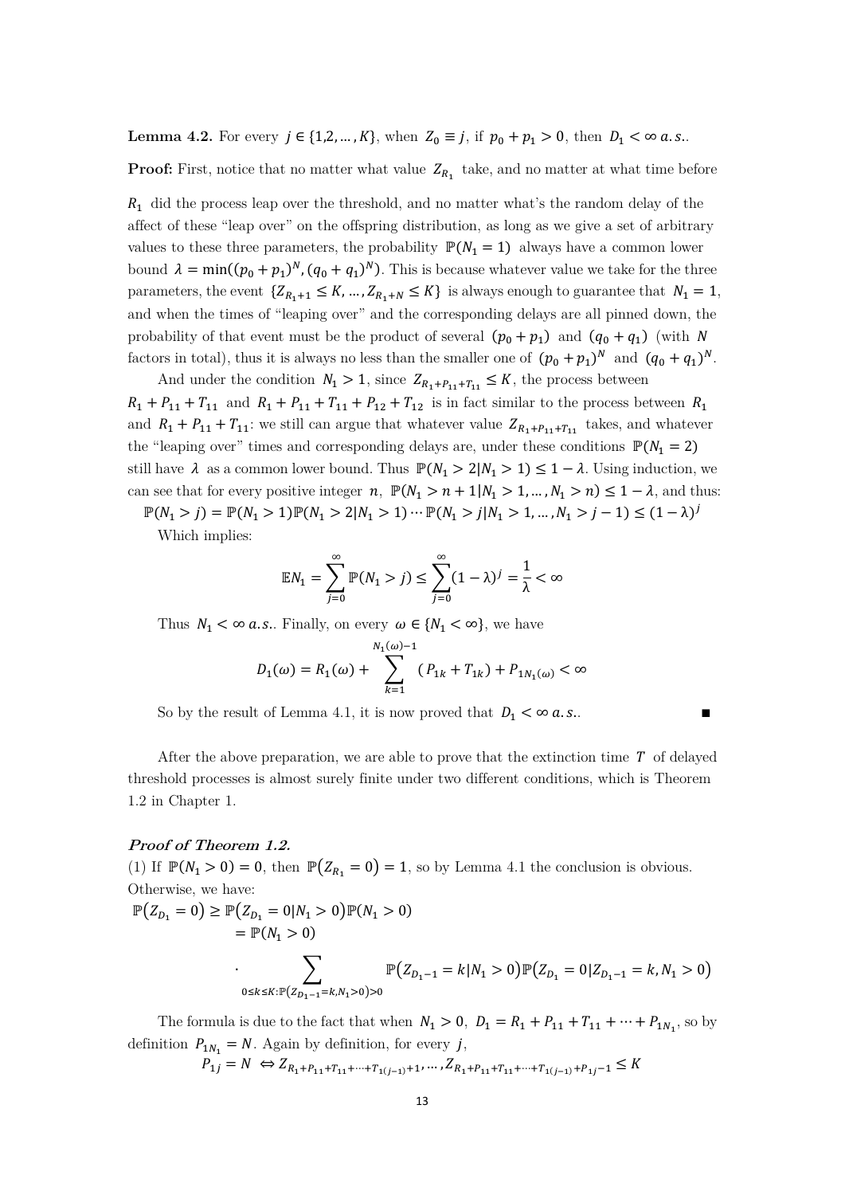**Lemma 4.2.** For every $j \in \{1,2,\dots,K\}$, when $Z_0 \equiv j$, if $p_0 + p_1 > 0$, then $D_1 < \infty\ a.s.$.

**Proof:** First, notice that no matter what value $Z_{R_1}$ take, and no matter at what time before $R_1$ did the process leap over the threshold, and no matter what's the random delay of the affect of these "leap over" on the offspring distribution, as long as we give a set of arbitrary values to these three parameters, the probability $\mathbb{P}(N_1 = 1)$ always have a common lower bound $\lambda = \min((p_0 + p_1)^N, (q_0 + q_1)^N)$. This is because whatever value we take for the three parameters, the event $\{Z_{R_1+1} \le K, \dots, Z_{R_1+N} \le K\}$ is always enough to guarantee that $N_1 = 1$, and when the times of "leaping over" and the corresponding delays are all pinned down, the probability of that event must be the product of several $(p_0 + p_1)$ and $(q_0 + q_1)$ (with $N$ factors in total), thus it is always no less than the smaller one of $(p_0 + p_1)^N$ and $(q_0 + q_1)^N$.

And under the condition $N_1 > 1$, since $Z_{R_1+P_{11}+T_{11}} \le K$, the process between $R_1 + P_{11} + T_{11}$ and $R_1 + P_{11} + T_{11} + P_{12} + T_{12}$ is in fact similar to the process between $R_1$ and $R_1 + P_{11} + T_{11}$: we still can argue that whatever value $Z_{R_1+P_{11}+T_{11}}$ takes, and whatever the "leaping over" times and corresponding delays are, under these conditions $\mathbb{P}(N_1 = 2)$ still have $\lambda$ as a common lower bound. Thus $\mathbb{P}(N_1 > 2 | N_1 > 1) \le 1 - \lambda$. Using induction, we can see that for every positive integer $n$, $\mathbb{P}(N_1 > n + 1 | N_1 > 1, \dots, N_1 > n) \le 1 - \lambda$, and thus:

$$\mathbb{P}(N_1 > j) = \mathbb{P}(N_1 > 1)\mathbb{P}(N_1 > 2 | N_1 > 1) \cdots \mathbb{P}(N_1 > j | N_1 > 1, \dots, N_1 > j-1) \le (1-\lambda)^j$$

Which implies:

$$\mathbb{E}N_1 = \sum_{j=0}^{\infty} \mathbb{P}(N_1 > j) \le \sum_{j=0}^{\infty} (1-\lambda)^j = \frac{1}{\lambda} < \infty$$

Thus $N_1 < \infty\ a.s.$. Finally, on every $\omega \in \{N_1 < \infty\}$, we have

$$D_1(\omega) = R_1(\omega) + \sum_{k=1}^{N_1(\omega)-1} (P_{1k} + T_{1k}) + P_{1N_1(\omega)} < \infty$$

So by the result of Lemma 4.1, it is now proved that $D_1 < \infty\ a.s.$. ■

After the above preparation, we are able to prove that the extinction time $T$ of delayed threshold processes is almost surely finite under two different conditions, which is Theorem 1.2 in Chapter 1.

***Proof of Theorem 1.2.***

(1) If $\mathbb{P}(N_1 > 0) = 0$, then $\mathbb{P}(Z_{R_1} = 0) = 1$, so by Lemma 4.1 the conclusion is obvious. Otherwise, we have:

$$\begin{aligned}\mathbb{P}(Z_{D_1} = 0) &\ge \mathbb{P}(Z_{D_1} = 0 | N_1 > 0)\mathbb{P}(N_1 > 0) \\ &= \mathbb{P}(N_1 > 0) \\ &\quad \cdot \sum_{0 \le k \le K : \mathbb{P}(Z_{D_1-1} = k, N_1 > 0) > 0} \mathbb{P}(Z_{D_1-1} = k | N_1 > 0)\mathbb{P}(Z_{D_1} = 0 | Z_{D_1-1} = k, N_1 > 0)\end{aligned}$$

The formula is due to the fact that when $N_1 > 0$, $D_1 = R_1 + P_{11} + T_{11} + \cdots + P_{1N_1}$, so by definition $P_{1N_1} = N$. Again by definition, for every $j$,

$$P_{1j} = N \iff Z_{R_1+P_{11}+T_{11}+\cdots+T_{1(j-1)}+1}, \dots, Z_{R_1+P_{11}+T_{11}+\cdots+T_{1(j-1)}+P_{1j}-1} \le K$$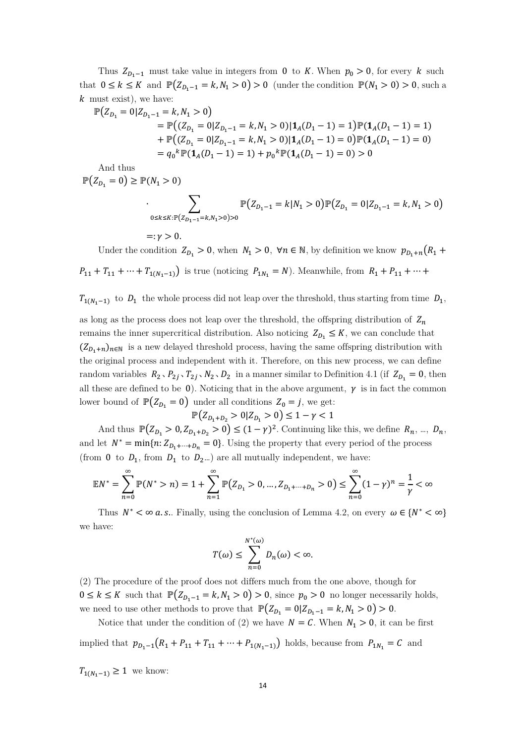Thus $Z_{D_1-1}$ must take value in integers from $0$ to $K$. When $p_0 > 0$, for every $k$ such that $0 \le k \le K$ and $\mathbb{P}(Z_{D_1-1} = k, N_1 > 0) > 0$ (under the condition $\mathbb{P}(N_1 > 0) > 0$, such a $k$ must exist), we have:

$$
\begin{aligned}
\mathbb{P}(Z_{D_1} = 0 | Z_{D_1-1} = k, N_1 > 0) \\
&= \mathbb{P}\big((Z_{D_1} = 0 | Z_{D_1-1} = k, N_1 > 0) | \mathbf{1}_A(D_1 - 1) = 1\big)\mathbb{P}(\mathbf{1}_A(D_1 - 1) = 1) \\
&+ \mathbb{P}\big((Z_{D_1} = 0 | Z_{D_1-1} = k, N_1 > 0) | \mathbf{1}_A(D_1 - 1) = 0\big)\mathbb{P}(\mathbf{1}_A(D_1 - 1) = 0) \\
&= {q_0}^k \mathbb{P}(\mathbf{1}_A(D_1 - 1) = 1) + {p_0}^k \mathbb{P}(\mathbf{1}_A(D_1 - 1) = 0) > 0
\end{aligned}
$$

And thus

$$
\begin{aligned}
\mathbb{P}(Z_{D_1} = 0) &\ge \mathbb{P}(N_1 > 0) \\
&\cdot \sum_{0 \le k \le K : \mathbb{P}(Z_{D_1-1} = k, N_1 > 0) > 0} \mathbb{P}(Z_{D_1-1} = k | N_1 > 0)\mathbb{P}(Z_{D_1} = 0 | Z_{D_1-1} = k, N_1 > 0) \\
&=: \gamma > 0.
\end{aligned}
$$

Under the condition $Z_{D_1} > 0$, when $N_1 > 0$, $\forall n \in \mathbb{N}$, by definition we know $p_{D_1+n}\big(R_1 + P_{11} + T_{11} + \cdots + T_{1(N_1-1)}\big)$ is true (noticing $P_{1N_1} = N$). Meanwhile, from $R_1 + P_{11} + \cdots + T_{1(N_1-1)}$ to $D_1$ the whole process did not leap over the threshold, thus starting from time $D_1$, as long as the process does not leap over the threshold, the offspring distribution of $Z_n$ remains the inner supercritical distribution. Also noticing $Z_{D_1} \le K$, we can conclude that $(Z_{D_1+n})_{n \in \mathbb{N}}$ is a new delayed threshold process, having the same offspring distribution with the original process and independent with it. Therefore, on this new process, we can define random variables $R_2$、$P_{2j}$、$T_{2j}$、$N_2$、$D_2$ in a manner similar to Definition 4.1 (if $Z_{D_1} = 0$, then all these are defined to be $0$). Noticing that in the above argument, $\gamma$ is in fact the common lower bound of $\mathbb{P}(Z_{D_1} = 0)$ under all conditions $Z_0 = j$, we get:

$$
\mathbb{P}(Z_{D_1+D_2} > 0 | Z_{D_1} > 0) \le 1 - \gamma < 1
$$

And thus $\mathbb{P}(Z_{D_1} > 0, Z_{D_1+D_2} > 0) \le (1 - \gamma)^2$. Continuing like this, we define $R_n$, ..., $D_n$, and let $N^* = \min\{n : Z_{D_1+\cdots+D_n} = 0\}$. Using the property that every period of the process (from $0$ to $D_1$, from $D_1$ to $D_2$...) are all mutually independent, we have:

$$
\mathbb{E}N^* = \sum_{n=0}^{\infty} \mathbb{P}(N^* > n) = 1 + \sum_{n=1}^{\infty} \mathbb{P}(Z_{D_1} > 0, \ldots, Z_{D_1+\cdots+D_n} > 0) \le \sum_{n=0}^{\infty} (1 - \gamma)^n = \frac{1}{\gamma} < \infty
$$

Thus $N^* < \infty \; a.s.$. Finally, using the conclusion of Lemma 4.2, on every $\omega \in \{N^* < \infty\}$ we have:

$$
T(\omega) \le \sum_{n=0}^{N^*(\omega)} D_n(\omega) < \infty.
$$

(2) The procedure of the proof does not differs much from the one above, though for $0 \le k \le K$ such that $\mathbb{P}(Z_{D_1-1} = k, N_1 > 0) > 0$, since $p_0 > 0$ no longer necessarily holds, we need to use other methods to prove that $\mathbb{P}(Z_{D_1} = 0 | Z_{D_1-1} = k, N_1 > 0) > 0$.

Notice that under the condition of (2) we have $N = C$. When $N_1 > 0$, it can be first implied that $p_{D_1-1}\big(R_1 + P_{11} + T_{11} + \cdots + P_{1(N_1-1)}\big)$ holds, because from $P_{1N_1} = C$ and $T_{1(N_1-1)} \ge 1$ we know: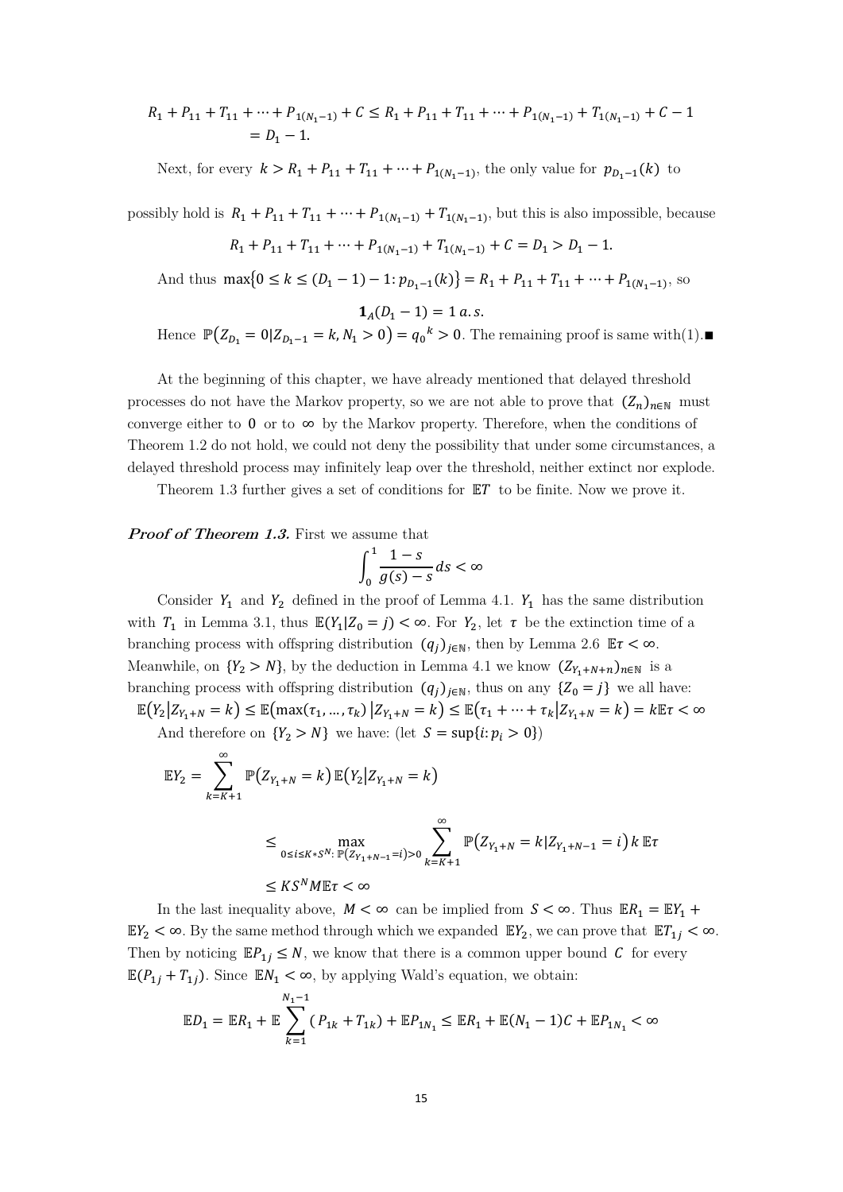$$R_1 + P_{11} + T_{11} + \cdots + P_{1(N_1-1)} + C \le R_1 + P_{11} + T_{11} + \cdots + P_{1(N_1-1)} + T_{1(N_1-1)} + C - 1$$
$$= D_1 - 1.$$

Next, for every $k > R_1 + P_{11} + T_{11} + \cdots + P_{1(N_1-1)}$, the only value for $p_{D_1-1}(k)$ to possibly hold is $R_1 + P_{11} + T_{11} + \cdots + P_{1(N_1-1)} + T_{1(N_1-1)}$, but this is also impossible, because

$$R_1 + P_{11} + T_{11} + \cdots + P_{1(N_1-1)} + T_{1(N_1-1)} + C = D_1 > D_1 - 1.$$

And thus $\max\{0 \le k \le (D_1 - 1) - 1 : p_{D_1-1}(k)\} = R_1 + P_{11} + T_{11} + \cdots + P_{1(N_1-1)}$, so

$$\mathbf{1}_A(D_1 - 1) = 1 \; a.s.$$

Hence $\mathbb{P}(Z_{D_1} = 0 | Z_{D_1-1} = k, N_1 > 0) = {q_0}^k > 0$. The remaining proof is same with(1).■

At the beginning of this chapter, we have already mentioned that delayed threshold processes do not have the Markov property, so we are not able to prove that $(Z_n)_{n\in\mathbb{N}}$ must converge either to $0$ or to $\infty$ by the Markov property. Therefore, when the conditions of Theorem 1.2 do not hold, we could not deny the possibility that under some circumstances, a delayed threshold process may infinitely leap over the threshold, neither extinct nor explode.

Theorem 1.3 further gives a set of conditions for $\mathbb{E}T$ to be finite. Now we prove it.

***Proof of Theorem 1.3.*** First we assume that

$$\int_0^1 \frac{1-s}{g(s)-s} ds < \infty$$

Consider $Y_1$ and $Y_2$ defined in the proof of Lemma 4.1. $Y_1$ has the same distribution with $T_1$ in Lemma 3.1, thus $\mathbb{E}(Y_1 | Z_0 = j) < \infty$. For $Y_2$, let $\tau$ be the extinction time of a branching process with offspring distribution $(q_j)_{j\in\mathbb{N}}$, then by Lemma 2.6 $\mathbb{E}\tau < \infty$. Meanwhile, on $\{Y_2 > N\}$, by the deduction in Lemma 4.1 we know $(Z_{Y_1+N+n})_{n\in\mathbb{N}}$ is a branching process with offspring distribution $(q_j)_{j\in\mathbb{N}}$, thus on any $\{Z_0 = j\}$ we all have:

$$\mathbb{E}(Y_2 | Z_{Y_1+N} = k) \le \mathbb{E}(\max(\tau_1, \ldots, \tau_k) | Z_{Y_1+N} = k) \le \mathbb{E}(\tau_1 + \cdots + \tau_k | Z_{Y_1+N} = k) = k\mathbb{E}\tau < \infty$$

And therefore on $\{Y_2 > N\}$ we have: (let $S = \sup\{i : p_i > 0\}$)

$$\mathbb{E}Y_2 = \sum_{k=K+1}^{\infty} \mathbb{P}(Z_{Y_1+N} = k)\, \mathbb{E}(Y_2 | Z_{Y_1+N} = k)$$

$$\le \max_{0 \le i \le K*S^N:\, \mathbb{P}(Z_{Y_1+N-1} = i) > 0} \sum_{k=K+1}^{\infty} \mathbb{P}(Z_{Y_1+N} = k | Z_{Y_1+N-1} = i)\, k\, \mathbb{E}\tau$$

$$\le KS^N M \mathbb{E}\tau < \infty$$

In the last inequality above, $M < \infty$ can be implied from $S < \infty$. Thus $\mathbb{E}R_1 = \mathbb{E}Y_1 + \mathbb{E}Y_2 < \infty$. By the same method through which we expanded $\mathbb{E}Y_2$, we can prove that $\mathbb{E}T_{1j} < \infty$. Then by noticing $\mathbb{E}P_{1j} \le N$, we know that there is a common upper bound $C$ for every $\mathbb{E}(P_{1j} + T_{1j})$. Since $\mathbb{E}N_1 < \infty$, by applying Wald's equation, we obtain:

$$\mathbb{E}D_1 = \mathbb{E}R_1 + \mathbb{E}\sum_{k=1}^{N_1-1}(P_{1k} + T_{1k}) + \mathbb{E}P_{1N_1} \le \mathbb{E}R_1 + \mathbb{E}(N_1 - 1)C + \mathbb{E}P_{1N_1} < \infty$$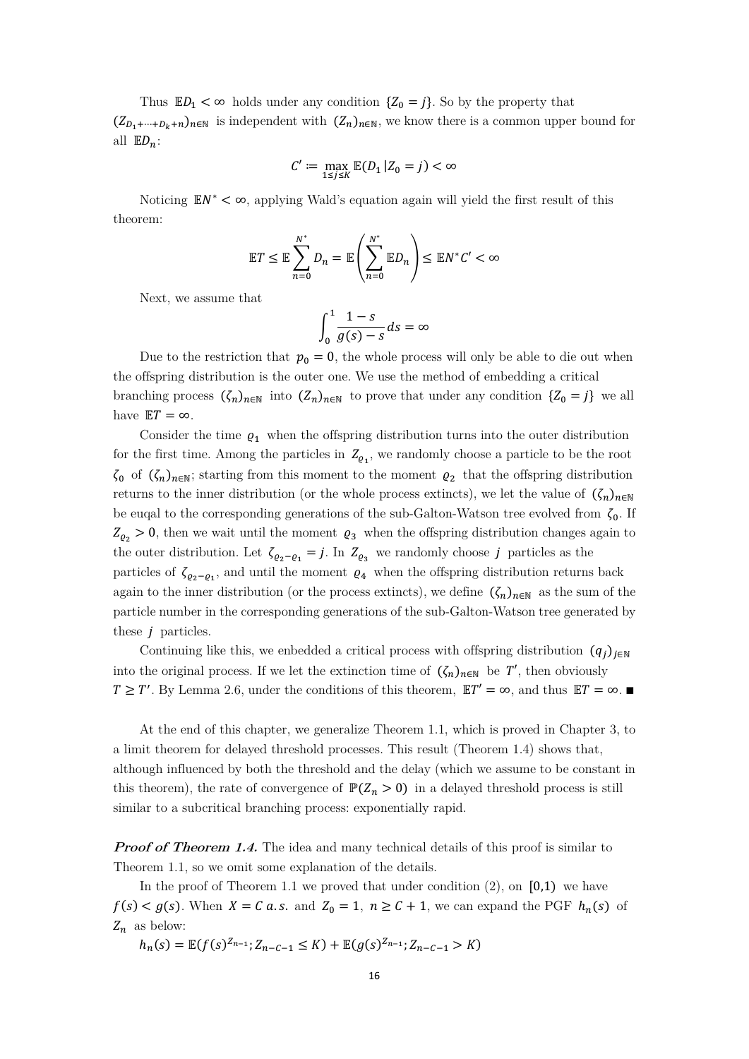Thus $\mathbb{E}D_1 < \infty$ holds under any condition $\{Z_0 = j\}$. So by the property that $(Z_{D_1+\cdots+D_k+n})_{n\in\mathbb{N}}$ is independent with $(Z_n)_{n\in\mathbb{N}}$, we know there is a common upper bound for all $\mathbb{E}D_n$:

$$C' \coloneqq \max_{1\le j\le K} \mathbb{E}(D_1 | Z_0 = j) < \infty$$

Noticing $\mathbb{E}N^* < \infty$, applying Wald's equation again will yield the first result of this theorem:

$$\mathbb{E}T \le \mathbb{E}\sum_{n=0}^{N^*} D_n = \mathbb{E}\left(\sum_{n=0}^{N^*} \mathbb{E}D_n\right) \le \mathbb{E}N^* C' < \infty$$

Next, we assume that

$$\int_0^1 \frac{1-s}{g(s)-s} ds = \infty$$

Due to the restriction that $p_0 = 0$, the whole process will only be able to die out when the offspring distribution is the outer one. We use the method of embedding a critical branching process $(\zeta_n)_{n\in\mathbb{N}}$ into $(Z_n)_{n\in\mathbb{N}}$ to prove that under any condition $\{Z_0 = j\}$ we all have $\mathbb{E}T = \infty$.

Consider the time $\varrho_1$ when the offspring distribution turns into the outer distribution for the first time. Among the particles in $Z_{\varrho_1}$, we randomly choose a particle to be the root $\zeta_0$ of $(\zeta_n)_{n\in\mathbb{N}}$; starting from this moment to the moment $\varrho_2$ that the offspring distribution returns to the inner distribution (or the whole process extincts), we let the value of $(\zeta_n)_{n\in\mathbb{N}}$ be euqal to the corresponding generations of the sub-Galton-Watson tree evolved from $\zeta_0$. If $Z_{\varrho_2} > 0$, then we wait until the moment $\varrho_3$ when the offspring distribution changes again to the outer distribution. Let $\zeta_{\varrho_2-\varrho_1} = j$. In $Z_{\varrho_3}$ we randomly choose $j$ particles as the particles of $\zeta_{\varrho_2-\varrho_1}$, and until the moment $\varrho_4$ when the offspring distribution returns back again to the inner distribution (or the process extincts), we define $(\zeta_n)_{n\in\mathbb{N}}$ as the sum of the particle number in the corresponding generations of the sub-Galton-Watson tree generated by these $j$ particles.

Continuing like this, we enbedded a critical process with offspring distribution $(q_j)_{j\in\mathbb{N}}$ into the original process. If we let the extinction time of $(\zeta_n)_{n\in\mathbb{N}}$ be $T'$, then obviously $T \ge T'$. By Lemma 2.6, under the conditions of this theorem, $\mathbb{E}T' = \infty$, and thus $\mathbb{E}T = \infty$. ∎

At the end of this chapter, we generalize Theorem 1.1, which is proved in Chapter 3, to a limit theorem for delayed threshold processes. This result (Theorem 1.4) shows that, although influenced by both the threshold and the delay (which we assume to be constant in this theorem), the rate of convergence of $\mathbb{P}(Z_n > 0)$ in a delayed threshold process is still similar to a subcritical branching process: exponentially rapid.

***Proof of Theorem 1.4.*** The idea and many technical details of this proof is similar to Theorem 1.1, so we omit some explanation of the details.

In the proof of Theorem 1.1 we proved that under condition (2), on $[0,1)$ we have $f(s) < g(s)$. When $X = C\ a.s.$ and $Z_0 = 1$, $n \ge C + 1$, we can expand the PGF $h_n(s)$ of $Z_n$ as below:

$$h_n(s) = \mathbb{E}(f(s)^{Z_{n-1}}; Z_{n-C-1} \le K) + \mathbb{E}(g(s)^{Z_{n-1}}; Z_{n-C-1} > K)$$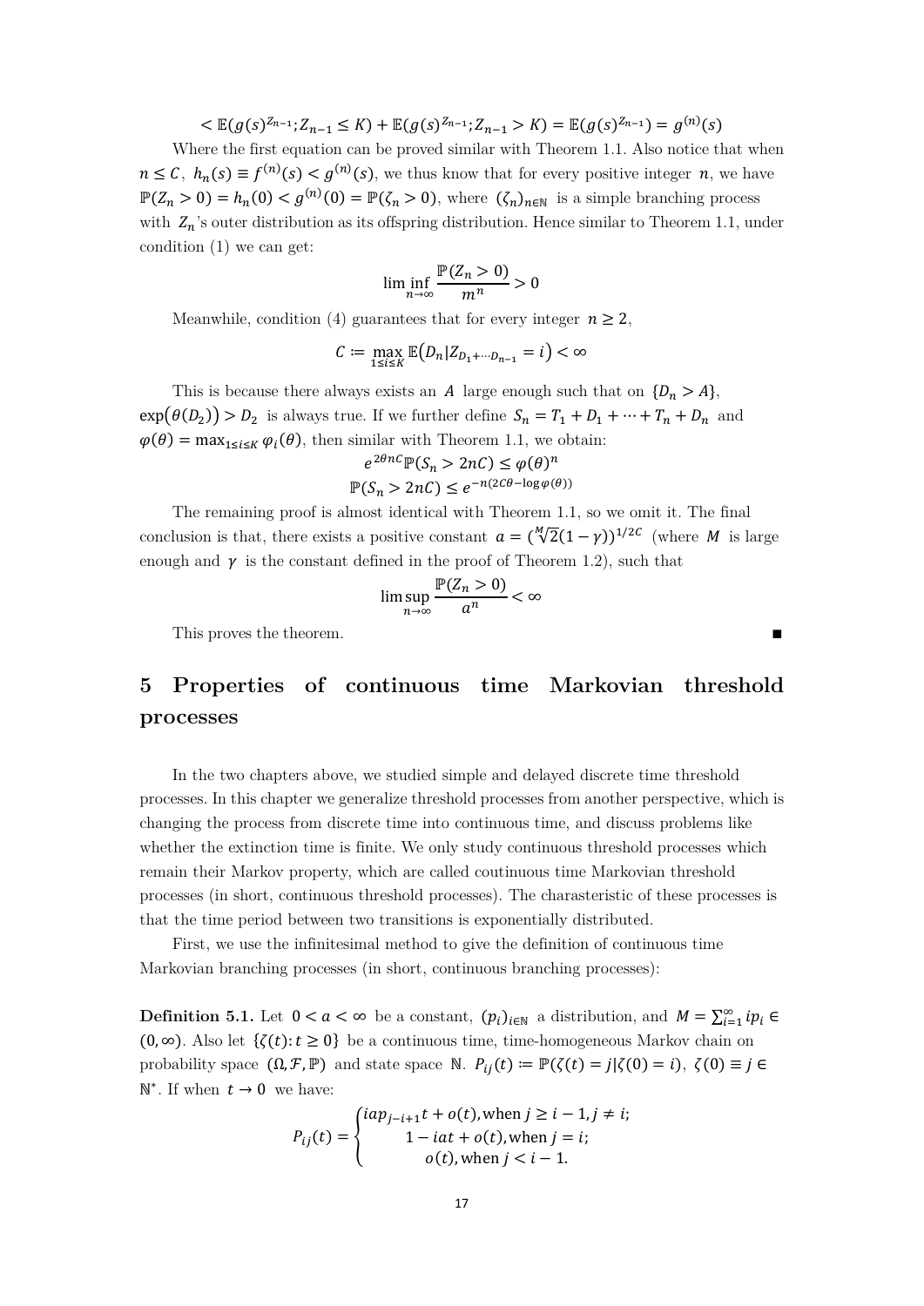$$< \mathbb{E}(g(s)^{Z_{n-1}}; Z_{n-1} \leq K) + \mathbb{E}(g(s)^{Z_{n-1}}; Z_{n-1} > K) = \mathbb{E}(g(s)^{Z_{n-1}}) = g^{(n)}(s)$$

Where the first equation can be proved similar with Theorem 1.1. Also notice that when $n \leq C$, $h_n(s) \equiv f^{(n)}(s) < g^{(n)}(s)$, we thus know that for every positive integer $n$, we have $\mathbb{P}(Z_n > 0) = h_n(0) < g^{(n)}(0) = \mathbb{P}(\zeta_n > 0)$, where $(\zeta_n)_{n\in\mathbb{N}}$ is a simple branching process with $Z_n$'s outer distribution as its offspring distribution. Hence similar to Theorem 1.1, under condition (1) we can get:

$$\liminf_{n\to\infty} \frac{\mathbb{P}(Z_n > 0)}{m^n} > 0$$

Meanwhile, condition (4) guarantees that for every integer $n \geq 2$,

$$C \coloneqq \max_{1\leq i\leq K} \mathbb{E}(D_n | Z_{D_1+\cdots D_{n-1}} = i) < \infty$$

This is because there always exists an $A$ large enough such that on $\{D_n > A\}$, $\exp(\theta(D_2)) > D_2$ is always true. If we further define $S_n = T_1 + D_1 + \cdots + T_n + D_n$ and $\varphi(\theta) = \max_{1\leq i\leq K} \varphi_i(\theta)$, then similar with Theorem 1.1, we obtain:

$$e^{2\theta nC}\mathbb{P}(S_n > 2nC) \leq \varphi(\theta)^n$$

$$\mathbb{P}(S_n > 2nC) \leq e^{-n(2C\theta - \log\varphi(\theta))}$$

The remaining proof is almost identical with Theorem 1.1, so we omit it. The final conclusion is that, there exists a positive constant $a = (\sqrt[M]{2}(1-\gamma))^{1/2C}$ (where $M$ is large enough and $\gamma$ is the constant defined in the proof of Theorem 1.2), such that

$$\limsup_{n\to\infty} \frac{\mathbb{P}(Z_n > 0)}{a^n} < \infty$$

This proves the theorem. ∎

# 5 Properties of continuous time Markovian threshold processes

In the two chapters above, we studied simple and delayed discrete time threshold processes. In this chapter we generalize threshold processes from another perspective, which is changing the process from discrete time into continuous time, and discuss problems like whether the extinction time is finite. We only study continuous threshold processes which remain their Markov property, which are called coutinuous time Markovian threshold processes (in short, continuous threshold processes). The charasteristic of these processes is that the time period between two transitions is exponentially distributed.

First, we use the infinitesimal method to give the definition of continuous time Markovian branching processes (in short, continuous branching processes):

**Definition 5.1.** Let $0 < a < \infty$ be a constant, $(p_i)_{i\in\mathbb{N}}$ a distribution, and $M = \sum_{i=1}^{\infty} ip_i \in (0,\infty)$. Also let $\{\zeta(t): t \geq 0\}$ be a continuous time, time-homogeneous Markov chain on probability space $(\Omega, \mathcal{F}, \mathbb{P})$ and state space $\mathbb{N}$. $P_{ij}(t) \coloneqq \mathbb{P}(\zeta(t) = j | \zeta(0) = i)$, $\zeta(0) \equiv j \in \mathbb{N}^*$. If when $t \to 0$ we have:

$$P_{ij}(t) = \begin{cases} iap_{j-i+1}t + o(t), \text{when } j \geq i-1, j \neq i; \\ 1 - iat + o(t), \text{when } j = i; \\ o(t), \text{when } j < i-1. \end{cases}$$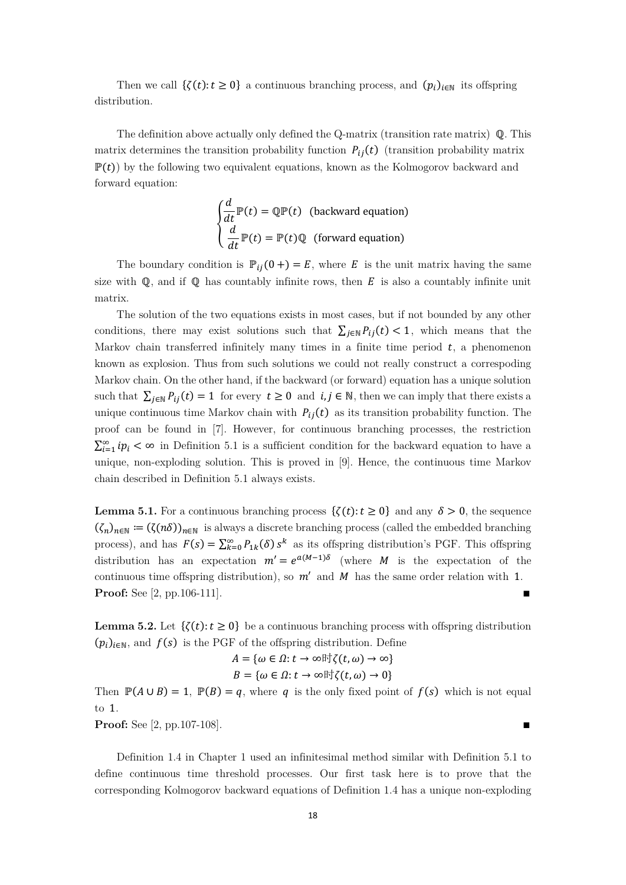Then we call $\{\zeta(t): t \geq 0\}$ a continuous branching process, and $(p_i)_{i\in\mathbb{N}}$ its offspring distribution.

The definition above actually only defined the Q-matrix (transition rate matrix) $\mathbb{Q}$. This matrix determines the transition probability function $P_{ij}(t)$ (transition probability matrix $\mathbb{P}(t)$) by the following two equivalent equations, known as the Kolmogorov backward and forward equation:

$$
\begin{cases}
\dfrac{d}{dt}\mathbb{P}(t) = \mathbb{Q}\mathbb{P}(t) & \text{(backward equation)} \\
\dfrac{d}{dt}\mathbb{P}(t) = \mathbb{P}(t)\mathbb{Q} & \text{(forward equation)}
\end{cases}
$$

The boundary condition is $\mathbb{P}_{ij}(0+) = E$, where $E$ is the unit matrix having the same size with $\mathbb{Q}$, and if $\mathbb{Q}$ has countably infinite rows, then $E$ is also a countably infinite unit matrix.

The solution of the two equations exists in most cases, but if not bounded by any other conditions, there may exist solutions such that $\sum_{j\in\mathbb{N}} P_{ij}(t) < 1$, which means that the Markov chain transferred infinitely many times in a finite time period $t$, a phenomenon known as explosion. Thus from such solutions we could not really construct a correspoding Markov chain. On the other hand, if the backward (or forward) equation has a unique solution such that $\sum_{j\in\mathbb{N}} P_{ij}(t) = 1$ for every $t \geq 0$ and $i, j \in \mathbb{N}$, then we can imply that there exists a unique continuous time Markov chain with $P_{ij}(t)$ as its transition probability function. The proof can be found in [7]. However, for continuous branching processes, the restriction $\sum_{i=1}^{\infty} i p_i < \infty$ in Definition 5.1 is a sufficient condition for the backward equation to have a unique, non-exploding solution. This is proved in [9]. Hence, the continuous time Markov chain described in Definition 5.1 always exists.

**Lemma 5.1.** For a continuous branching process $\{\zeta(t): t \geq 0\}$ and any $\delta > 0$, the sequence $(\zeta_n)_{n\in\mathbb{N}} := (\zeta(n\delta))_{n\in\mathbb{N}}$ is always a discrete branching process (called the embedded branching process), and has $F(s) = \sum_{k=0}^{\infty} P_{1k}(\delta)\, s^k$ as its offspring distribution's PGF. This offspring distribution has an expectation $m' = e^{a(M-1)\delta}$ (where $M$ is the expectation of the continuous time offspring distribution), so $m'$ and $M$ has the same order relation with $1$.
**Proof:** See [2, pp.106-111]. ■

**Lemma 5.2.** Let $\{\zeta(t): t \geq 0\}$ be a continuous branching process with offspring distribution $(p_i)_{i\in\mathbb{N}}$, and $f(s)$ is the PGF of the offspring distribution. Define

$$A = \{\omega \in \Omega: t \to \infty\text{时}\zeta(t,\omega) \to \infty\}$$
$$B = \{\omega \in \Omega: t \to \infty\text{时}\zeta(t,\omega) \to 0\}$$

Then $\mathbb{P}(A \cup B) = 1$, $\mathbb{P}(B) = q$, where $q$ is the only fixed point of $f(s)$ which is not equal to $1$.
**Proof:** See [2, pp.107-108]. ■

Definition 1.4 in Chapter 1 used an infinitesimal method similar with Definition 5.1 to define continuous time threshold processes. Our first task here is to prove that the corresponding Kolmogorov backward equations of Definition 1.4 has a unique non-exploding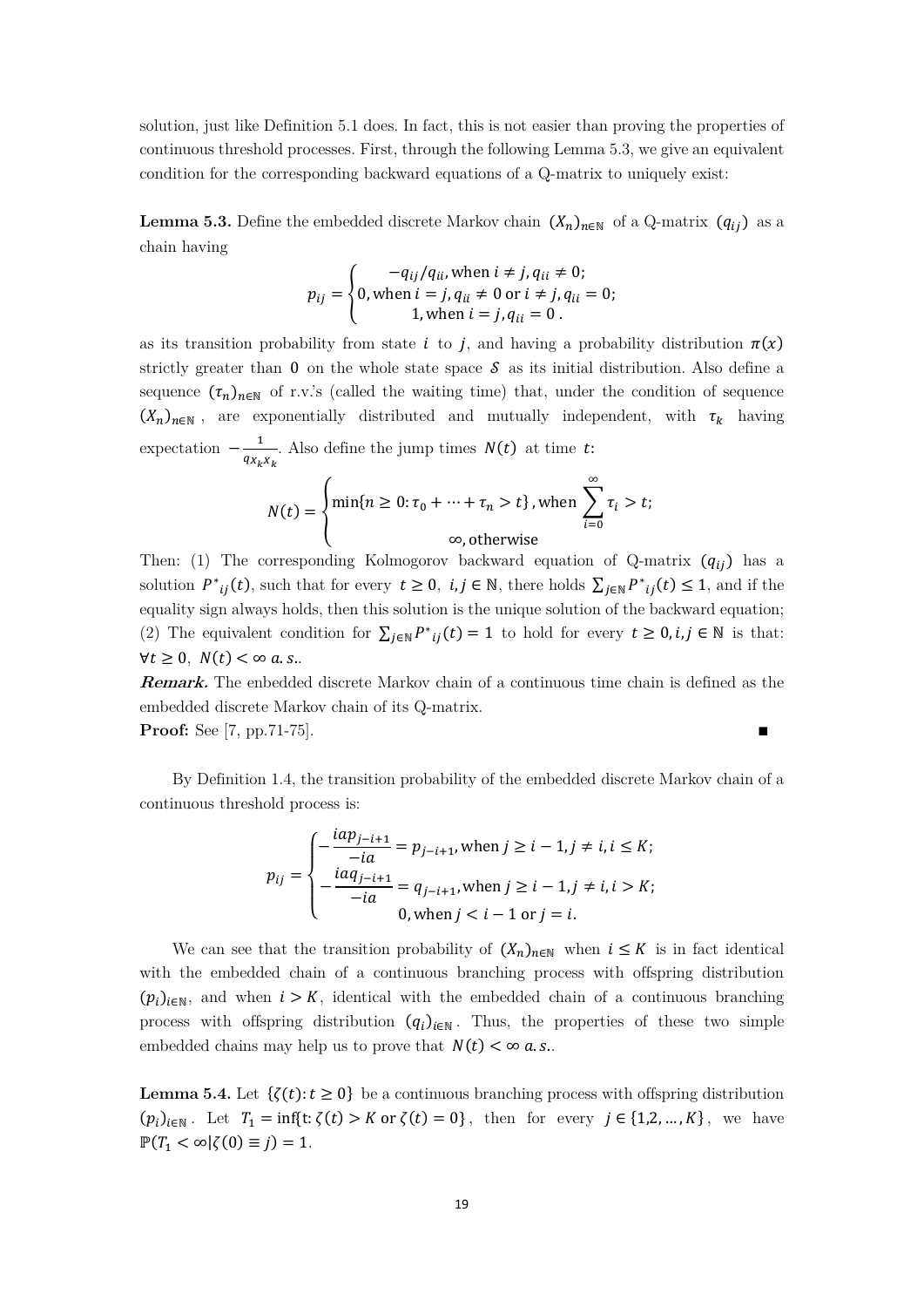solution, just like Definition 5.1 does. In fact, this is not easier than proving the properties of continuous threshold processes. First, through the following Lemma 5.3, we give an equivalent condition for the corresponding backward equations of a Q-matrix to uniquely exist:

**Lemma 5.3.** Define the embedded discrete Markov chain $(X_n)_{n\in\mathbb{N}}$ of a Q-matrix $(q_{ij})$ as a chain having

$$p_{ij} = \begin{cases} -q_{ij}/q_{ii}, \text{when } i \neq j, q_{ii} \neq 0; \\ 0, \text{when } i = j, q_{ii} \neq 0 \text{ or } i \neq j, q_{ii} = 0; \\ 1, \text{when } i = j, q_{ii} = 0\,. \end{cases}$$

as its transition probability from state $i$ to $j$, and having a probability distribution $\pi(x)$ strictly greater than $0$ on the whole state space $\mathcal{S}$ as its initial distribution. Also define a sequence $(\tau_n)_{n\in\mathbb{N}}$ of r.v.'s (called the waiting time) that, under the condition of sequence $(X_n)_{n\in\mathbb{N}}$, are exponentially distributed and mutually independent, with $\tau_k$ having expectation $-\frac{1}{q_{x_k x_k}}$. Also define the jump times $N(t)$ at time $t$:

$$N(t) = \begin{cases} \min\{n \geq 0: \tau_0 + \cdots + \tau_n > t\}, \text{when } \sum_{i=0}^{\infty} \tau_i > t; \\ \infty, \text{otherwise} \end{cases}$$

Then: (1) The corresponding Kolmogorov backward equation of Q-matrix $(q_{ij})$ has a solution $P^*_{ij}(t)$, such that for every $t \geq 0$, $i, j \in \mathbb{N}$, there holds $\sum_{j\in\mathbb{N}} P^*_{ij}(t) \leq 1$, and if the equality sign always holds, then this solution is the unique solution of the backward equation; (2) The equivalent condition for $\sum_{j\in\mathbb{N}} P^*_{ij}(t) = 1$ to hold for every $t \geq 0, i, j \in \mathbb{N}$ is that: $\forall t \geq 0,\ N(t) < \infty\ a.s.$.

***Remark.*** The enbedded discrete Markov chain of a continuous time chain is defined as the embedded discrete Markov chain of its Q-matrix.

**Proof:** See [7, pp.71-75]. ∎

By Definition 1.4, the transition probability of the embedded discrete Markov chain of a continuous threshold process is:

$$p_{ij} = \begin{cases} -\frac{iap_{j-i+1}}{-ia} = p_{j-i+1}, \text{when } j \geq i-1, j \neq i, i \leq K; \\ -\frac{iaq_{j-i+1}}{-ia} = q_{j-i+1}, \text{when } j \geq i-1, j \neq i, i > K; \\ 0, \text{when } j < i-1 \text{ or } j = i. \end{cases}$$

We can see that the transition probability of $(X_n)_{n\in\mathbb{N}}$ when $i \leq K$ is in fact identical with the embedded chain of a continuous branching process with offspring distribution $(p_i)_{i\in\mathbb{N}}$, and when $i > K$, identical with the embedded chain of a continuous branching process with offspring distribution $(q_i)_{i\in\mathbb{N}}$. Thus, the properties of these two simple embedded chains may help us to prove that $N(t) < \infty\ a.s.$.

**Lemma 5.4.** Let $\{\zeta(t): t \geq 0\}$ be a continuous branching process with offspring distribution $(p_i)_{i\in\mathbb{N}}$. Let $T_1 = \inf\{t: \zeta(t) > K \text{ or } \zeta(t) = 0\}$, then for every $j \in \{1, 2, \ldots, K\}$, we have $\mathbb{P}(T_1 < \infty | \zeta(0) \equiv j) = 1$.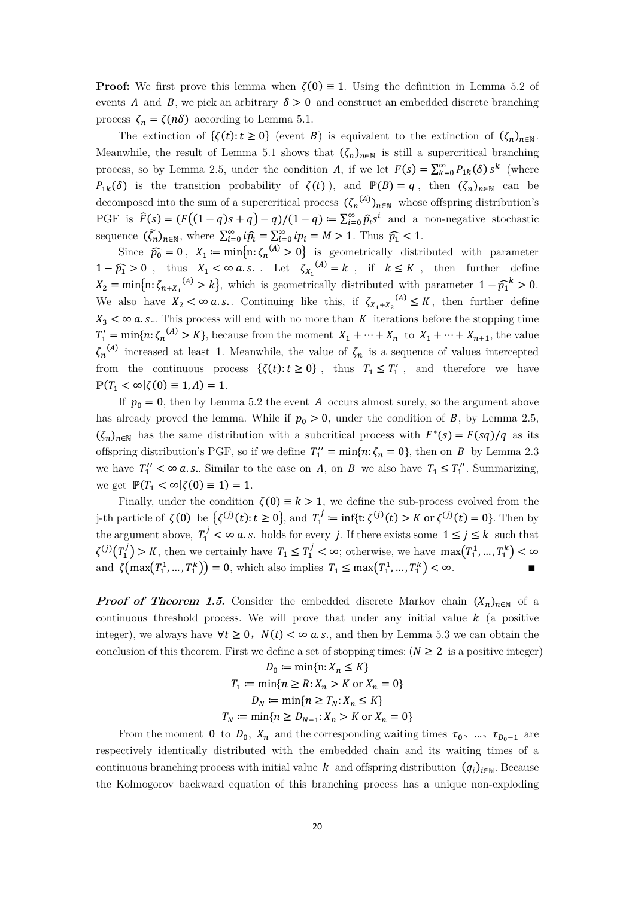**Proof:** We first prove this lemma when $\zeta(0) \equiv 1$. Using the definition in Lemma 5.2 of events $A$ and $B$, we pick an arbitrary $\delta > 0$ and construct an embedded discrete branching process $\zeta_n = \zeta(n\delta)$ according to Lemma 5.1.

The extinction of $\{\zeta(t): t \geq 0\}$ (event $B$) is equivalent to the extinction of $(\zeta_n)_{n\in\mathbb{N}}$. Meanwhile, the result of Lemma 5.1 shows that $(\zeta_n)_{n\in\mathbb{N}}$ is still a supercritical branching process, so by Lemma 2.5, under the condition $A$, if we let $F(s) = \sum_{k=0}^{\infty} P_{1k}(\delta)\, s^k$ (where $P_{1k}(\delta)$ is the transition probability of $\zeta(t)$), and $\mathbb{P}(B) = q$, then $(\zeta_n)_{n\in\mathbb{N}}$ can be decomposed into the sum of a supercritical process $({\zeta_n}^{(A)})_{n\in\mathbb{N}}$ whose offspring distribution's PGF is $\hat{F}(s) = (F((1-q)s+q)-q)/(1-q) := \sum_{i=0}^{\infty} \hat{p_i} s^i$ and a non-negative stochastic sequence $(\tilde{\zeta_n})_{n\in\mathbb{N}}$, where $\sum_{i=0}^{\infty} i\hat{p_i} = \sum_{i=0}^{\infty} ip_i = M > 1$. Thus $\hat{p_1} < 1$.

Since $\hat{p_0} = 0$, $X_1 := \min\{n: {\zeta_n}^{(A)} > 0\}$ is geometrically distributed with parameter $1 - \hat{p_1} > 0$, thus $X_1 < \infty\ a.s.$. Let ${\zeta_{X_1}}^{(A)} = k$, if $k \leq K$, then further define $X_2 = \min\{n: {\zeta_{n+X_1}}^{(A)} > k\}$, which is geometrically distributed with parameter $1 - \hat{p_1}^k > 0$. We also have $X_2 < \infty\ a.s.$. Continuing like this, if ${\zeta_{X_1+X_2}}^{(A)} \leq K$, then further define $X_3 < \infty\ a.s.$.. This process will end with no more than $K$ iterations before the stopping time $T_1' = \min\{n: {\zeta_n}^{(A)} > K\}$, because from the moment $X_1 + \cdots + X_n$ to $X_1 + \cdots + X_{n+1}$, the value ${\zeta_n}^{(A)}$ increased at least $1$. Meanwhile, the value of $\zeta_n$ is a sequence of values intercepted from the continuous process $\{\zeta(t): t \geq 0\}$, thus $T_1 \leq T_1'$, and therefore we have $\mathbb{P}(T_1 < \infty | \zeta(0) \equiv 1, A) = 1$.

If $p_0 = 0$, then by Lemma 5.2 the event $A$ occurs almost surely, so the argument above has already proved the lemma. While if $p_0 > 0$, under the condition of $B$, by Lemma 2.5, $(\zeta_n)_{n\in\mathbb{N}}$ has the same distribution with a subcritical process with $F^*(s) = F(sq)/q$ as its offspring distribution's PGF, so if we define $T_1'' = \min\{n: \zeta_n = 0\}$, then on $B$ by Lemma 2.3 we have $T_1'' < \infty\ a.s.$. Similar to the case on $A$, on $B$ we also have $T_1 \leq T_1''$. Summarizing, we get $\mathbb{P}(T_1 < \infty | \zeta(0) \equiv 1) = 1$.

Finally, under the condition $\zeta(0) \equiv k > 1$, we define the sub-process evolved from the j-th particle of $\zeta(0)$ be $\{\zeta^{(j)}(t): t \geq 0\}$, and $T_1^j := \inf\{t: \zeta^{(j)}(t) > K \text{ or } \zeta^{(j)}(t) = 0\}$. Then by the argument above, $T_1^j < \infty\ a.s.$ holds for every $j$. If there exists some $1 \leq j \leq k$ such that $\zeta^{(j)}(T_1^j) > K$, then we certainly have $T_1 \leq T_1^j < \infty$; otherwise, we have $\max(T_1^1, \ldots, T_1^k) < \infty$ and $\zeta(\max(T_1^1, \ldots, T_1^k)) = 0$, which also implies $T_1 \leq \max(T_1^1, \ldots, T_1^k) < \infty$. ■

***Proof of Theorem 1.5.*** Consider the embedded discrete Markov chain $(X_n)_{n\in\mathbb{N}}$ of a continuous threshold process. We will prove that under any initial value $k$ (a positive integer), we always have $\forall t \geq 0$, $N(t) < \infty\ a.s.$, and then by Lemma 5.3 we can obtain the conclusion of this theorem. First we define a set of stopping times: ($N \geq 2$ is a positive integer)

$$D_0 := \min\{n: X_n \leq K\}$$
$$T_1 := \min\{n \geq R: X_n > K \text{ or } X_n = 0\}$$
$$D_N := \min\{n \geq T_N: X_n \leq K\}$$
$$T_N := \min\{n \geq D_{N-1}: X_n > K \text{ or } X_n = 0\}$$

From the moment $0$ to $D_0$, $X_n$ and the corresponding waiting times $\tau_0$、…、$\tau_{D_0-1}$ are respectively identically distributed with the embedded chain and its waiting times of a continuous branching process with initial value $k$ and offspring distribution $(q_i)_{i\in\mathbb{N}}$. Because the Kolmogorov backward equation of this branching process has a unique non-exploding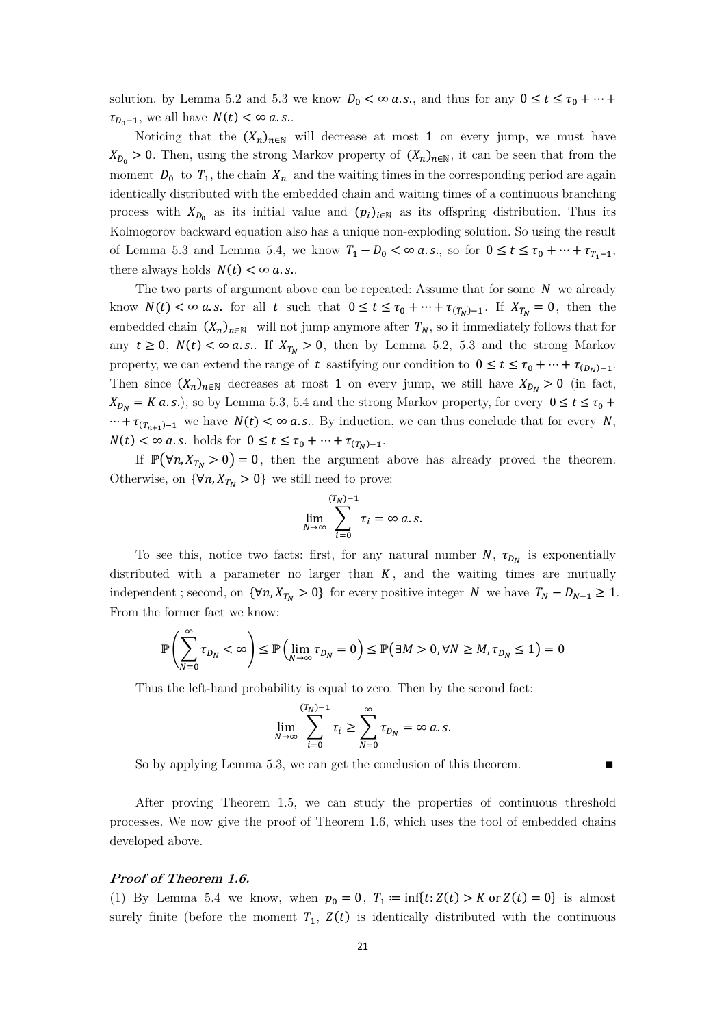solution, by Lemma 5.2 and 5.3 we know $D_0 < \infty\ a.s.$, and thus for any $0 \le t \le \tau_0 + \cdots + \tau_{D_0 - 1}$, we all have $N(t) < \infty\ a.s.$.

Noticing that the $(X_n)_{n\in\mathbb{N}}$ will decrease at most $1$ on every jump, we must have $X_{D_0} > 0$. Then, using the strong Markov property of $(X_n)_{n\in\mathbb{N}}$, it can be seen that from the moment $D_0$ to $T_1$, the chain $X_n$ and the waiting times in the corresponding period are again identically distributed with the embedded chain and waiting times of a continuous branching process with $X_{D_0}$ as its initial value and $(p_i)_{i\in\mathbb{N}}$ as its offspring distribution. Thus its Kolmogorov backward equation also has a unique non-exploding solution. So using the result of Lemma 5.3 and Lemma 5.4, we know $T_1 - D_0 < \infty\ a.s.$, so for $0 \le t \le \tau_0 + \cdots + \tau_{T_1 - 1}$, there always holds $N(t) < \infty\ a.s.$.

The two parts of argument above can be repeated: Assume that for some $N$ we already know $N(t) < \infty\ a.s.$ for all $t$ such that $0 \le t \le \tau_0 + \cdots + \tau_{(T_N)-1}$. If $X_{T_N} = 0$, then the embedded chain $(X_n)_{n\in\mathbb{N}}$ will not jump anymore after $T_N$, so it immediately follows that for any $t \ge 0$, $N(t) < \infty\ a.s.$. If $X_{T_N} > 0$, then by Lemma 5.2, 5.3 and the strong Markov property, we can extend the range of $t$ sastifying our condition to $0 \le t \le \tau_0 + \cdots + \tau_{(D_N)-1}$. Then since $(X_n)_{n\in\mathbb{N}}$ decreases at most $1$ on every jump, we still have $X_{D_N} > 0$ (in fact, $X_{D_N} = K\ a.s.$), so by Lemma 5.3, 5.4 and the strong Markov property, for every $0 \le t \le \tau_0 + \cdots + \tau_{(T_{n+1})-1}$ we have $N(t) < \infty\ a.s.$. By induction, we can thus conclude that for every $N$, $N(t) < \infty\ a.s.$ holds for $0 \le t \le \tau_0 + \cdots + \tau_{(T_N)-1}$.

If $\mathbb{P}(\forall n, X_{T_N} > 0) = 0$, then the argument above has already proved the theorem. Otherwise, on $\{\forall n, X_{T_N} > 0\}$ we still need to prove:

$$\lim_{N\to\infty} \sum_{i=0}^{(T_N)-1} \tau_i = \infty\ a.s.$$

To see this, notice two facts: first, for any natural number $N$, $\tau_{D_N}$ is exponentially distributed with a parameter no larger than $K$, and the waiting times are mutually independent ; second, on $\{\forall n, X_{T_N} > 0\}$ for every positive integer $N$ we have $T_N - D_{N-1} \ge 1$. From the former fact we know:

$$\mathbb{P}\left(\sum_{N=0}^{\infty} \tau_{D_N} < \infty\right) \le \mathbb{P}\left(\lim_{N\to\infty} \tau_{D_N} = 0\right) \le \mathbb{P}\left(\exists M > 0, \forall N \ge M, \tau_{D_N} \le 1\right) = 0$$

Thus the left-hand probability is equal to zero. Then by the second fact:

$$\lim_{N\to\infty} \sum_{i=0}^{(T_N)-1} \tau_i \ge \sum_{N=0}^{\infty} \tau_{D_N} = \infty\ a.s.$$

So by applying Lemma 5.3, we can get the conclusion of this theorem. ∎

After proving Theorem 1.5, we can study the properties of continuous threshold processes. We now give the proof of Theorem 1.6, which uses the tool of embedded chains developed above.

***Proof of Theorem 1.6.***

(1) By Lemma 5.4 we know, when $p_0 = 0$, $T_1 := \inf\{t: Z(t) > K \text{ or } Z(t) = 0\}$ is almost surely finite (before the moment $T_1$, $Z(t)$ is identically distributed with the continuous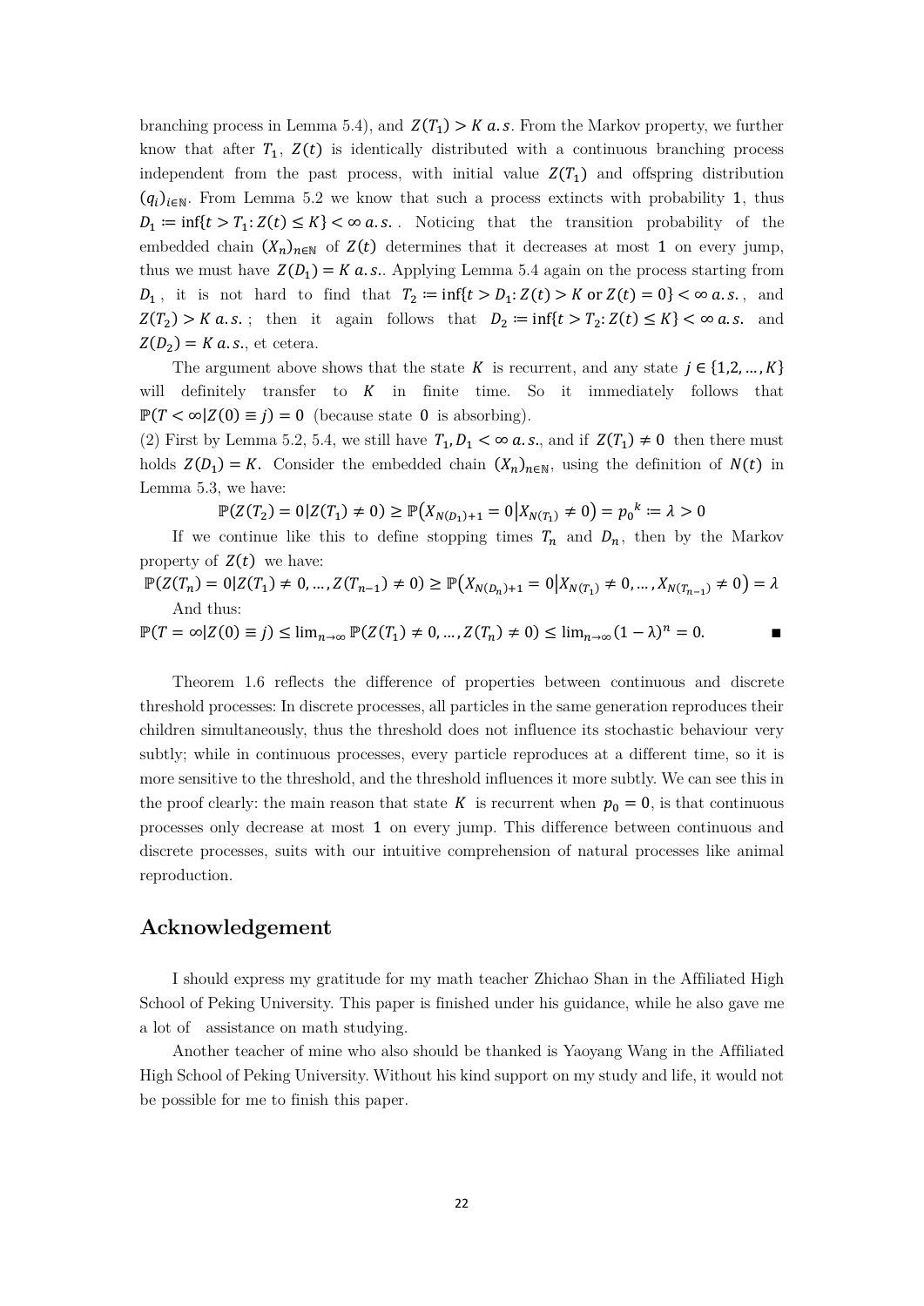branching process in Lemma 5.4), and $Z(T_1) > K$ $a.s$. From the Markov property, we further know that after $T_1$, $Z(t)$ is identically distributed with a continuous branching process independent from the past process, with initial value $Z(T_1)$ and offspring distribution $(q_i)_{i\in\mathbb{N}}$. From Lemma 5.2 we know that such a process extincts with probability $1$, thus $D_1 \coloneqq \inf\{t > T_1 : Z(t) \le K\} < \infty$ $a.s.$. Noticing that the transition probability of the embedded chain $(X_n)_{n\in\mathbb{N}}$ of $Z(t)$ determines that it decreases at most $1$ on every jump, thus we must have $Z(D_1) = K$ $a.s.$. Applying Lemma 5.4 again on the process starting from $D_1$, it is not hard to find that $T_2 \coloneqq \inf\{t > D_1 : Z(t) > K \text{ or } Z(t) = 0\} < \infty$ $a.s.$, and $Z(T_2) > K$ $a.s.$; then it again follows that $D_2 \coloneqq \inf\{t > T_2 : Z(t) \le K\} < \infty$ $a.s.$ and $Z(D_2) = K$ $a.s.$, et cetera.

The argument above shows that the state $K$ is recurrent, and any state $j \in \{1,2,\dots,K\}$ will definitely transfer to $K$ in finite time. So it immediately follows that $\mathbb{P}(T < \infty | Z(0) \equiv j) = 0$ (because state $0$ is absorbing).

(2) First by Lemma 5.2, 5.4, we still have $T_1, D_1 < \infty$ $a.s.$, and if $Z(T_1) \ne 0$ then there must holds $Z(D_1) = K$. Consider the embedded chain $(X_n)_{n\in\mathbb{N}}$, using the definition of $N(t)$ in Lemma 5.3, we have:

$$\mathbb{P}(Z(T_2) = 0 | Z(T_1) \ne 0) \ge \mathbb{P}\big(X_{N(D_1)+1} = 0 \big| X_{N(T_1)} \ne 0\big) = {p_0}^k \coloneqq \lambda > 0$$

If we continue like this to define stopping times $T_n$ and $D_n$, then by the Markov property of $Z(t)$ we have:

$$\mathbb{P}(Z(T_n) = 0 | Z(T_1) \ne 0, \dots, Z(T_{n-1}) \ne 0) \ge \mathbb{P}\big(X_{N(D_n)+1} = 0 \big| X_{N(T_1)} \ne 0, \dots, X_{N(T_{n-1})} \ne 0\big) = \lambda$$

And thus:

$$\mathbb{P}(T = \infty | Z(0) \equiv j) \le \lim_{n\to\infty} \mathbb{P}(Z(T_1) \ne 0, \dots, Z(T_n) \ne 0) \le \lim_{n\to\infty} (1-\lambda)^n = 0. \qquad \blacksquare$$

Theorem 1.6 reflects the difference of properties between continuous and discrete threshold processes: In discrete processes, all particles in the same generation reproduces their children simultaneously, thus the threshold does not influence its stochastic behaviour very subtly; while in continuous processes, every particle reproduces at a different time, so it is more sensitive to the threshold, and the threshold influences it more subtly. We can see this in the proof clearly: the main reason that state $K$ is recurrent when $p_0 = 0$, is that continuous processes only decrease at most $1$ on every jump. This difference between continuous and discrete processes, suits with our intuitive comprehension of natural processes like animal reproduction.

## Acknowledgement

I should express my gratitude for my math teacher Zhichao Shan in the Affiliated High School of Peking University. This paper is finished under his guidance, while he also gave me a lot of assistance on math studying.

Another teacher of mine who also should be thanked is Yaoyang Wang in the Affiliated High School of Peking University. Without his kind support on my study and life, it would not be possible for me to finish this paper.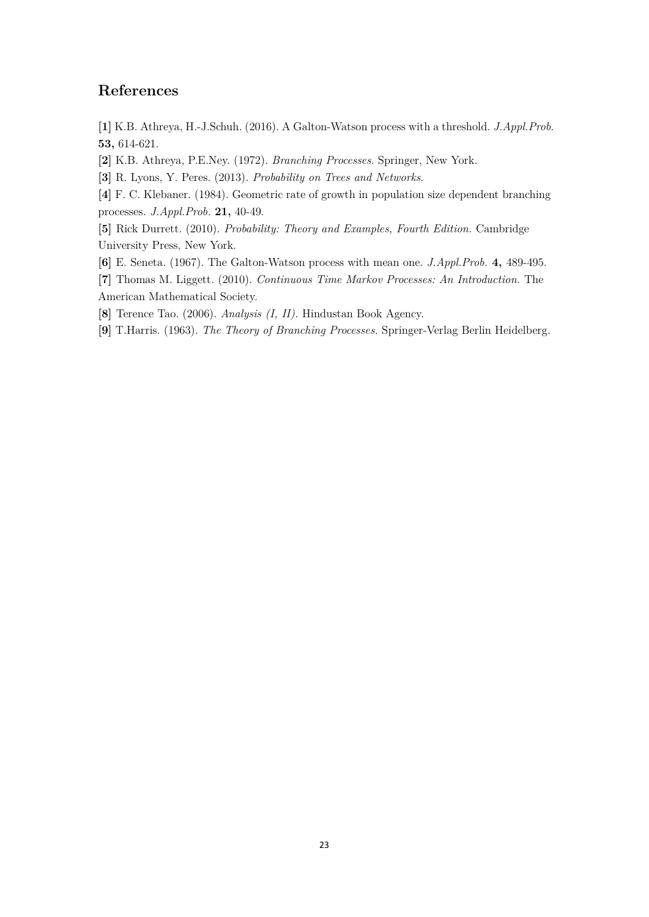## References

**[1]** K.B. Athreya, H.-J.Schuh. (2016). A Galton-Watson process with a threshold. *J.Appl.Prob.* **53,** 614-621.

**[2]** K.B. Athreya, P.E.Ney. (1972). *Branching Processes*. Springer, New York.

**[3]** R. Lyons, Y. Peres. (2013). *Probability on Trees and Networks*.

**[4]** F. C. Klebaner. (1984). Geometric rate of growth in population size dependent branching processes. *J.Appl.Prob.* **21,** 40-49.

**[5]** Rick Durrett. (2010). *Probability: Theory and Examples, Fourth Edition*. Cambridge University Press, New York.

**[6]** E. Seneta. (1967). The Galton-Watson process with mean one. *J.Appl.Prob.* **4,** 489-495.

**[7]** Thomas M. Liggett. (2010). *Continuous Time Markov Processes: An Introduction.* The American Mathematical Society.

**[8]** Terence Tao. (2006). *Analysis (I, II).* Hindustan Book Agency.

**[9]** T.Harris. (1963). *The Theory of Branching Processes.* Springer-Verlag Berlin Heidelberg.